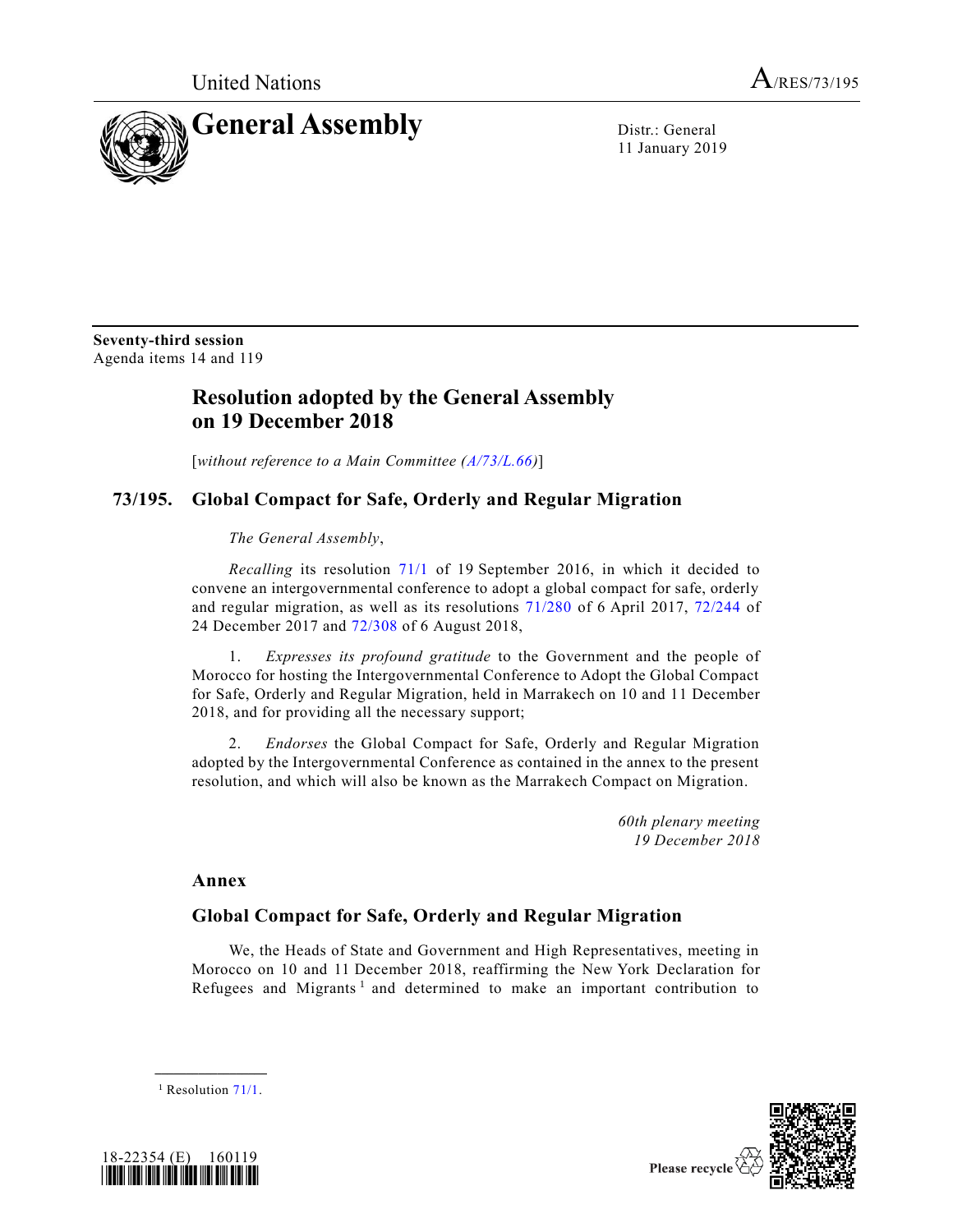United Nations A/RES/73/195

# General Assembly

Distr.: General
11 January 2019

**Seventy-third session**
Agenda items 14 and 119

## Resolution adopted by the General Assembly on 19 December 2018

[*without reference to a Main Committee (A/73/L.66)*]

## 73/195. Global Compact for Safe, Orderly and Regular Migration

*The General Assembly*,

*Recalling* its resolution 71/1 of 19 September 2016, in which it decided to convene an intergovernmental conference to adopt a global compact for safe, orderly and regular migration, as well as its resolutions 71/280 of 6 April 2017, 72/244 of 24 December 2017 and 72/308 of 6 August 2018,

1. *Expresses its profound gratitude* to the Government and the people of Morocco for hosting the Intergovernmental Conference to Adopt the Global Compact for Safe, Orderly and Regular Migration, held in Marrakech on 10 and 11 December 2018, and for providing all the necessary support;

2. *Endorses* the Global Compact for Safe, Orderly and Regular Migration adopted by the Intergovernmental Conference as contained in the annex to the present resolution, and which will also be known as the Marrakech Compact on Migration.

*60th plenary meeting*
*19 December 2018*

### Annex

### Global Compact for Safe, Orderly and Regular Migration

We, the Heads of State and Government and High Representatives, meeting in Morocco on 10 and 11 December 2018, reaffirming the New York Declaration for Refugees and Migrants[1] and determined to make an important contribution to

[1] Resolution 71/1.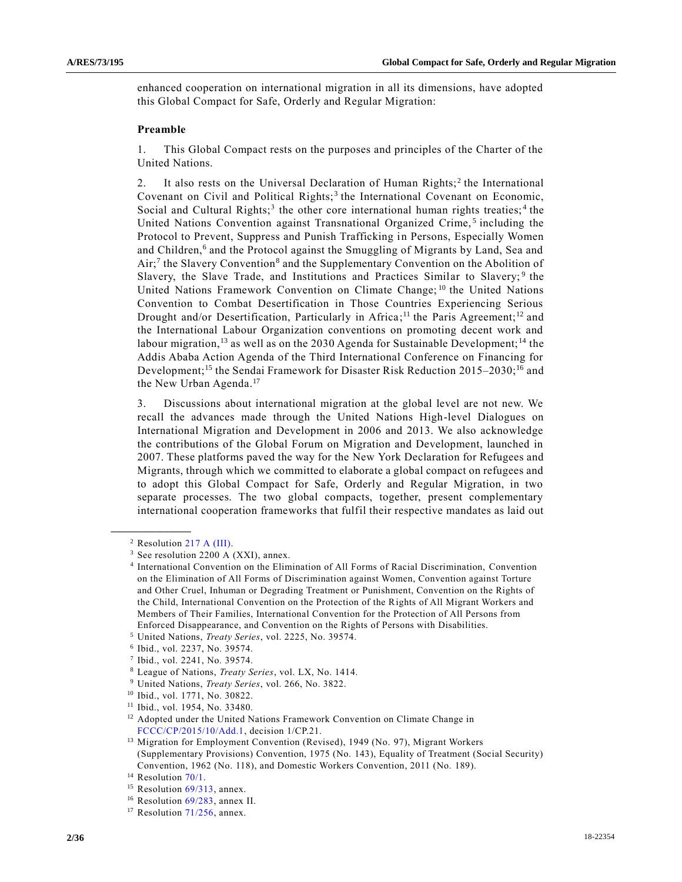enhanced cooperation on international migration in all its dimensions, have adopted this Global Compact for Safe, Orderly and Regular Migration:

**Preamble**

1. This Global Compact rests on the purposes and principles of the Charter of the United Nations.

2. It also rests on the Universal Declaration of Human Rights;[2] the International Covenant on Civil and Political Rights;[3] the International Covenant on Economic, Social and Cultural Rights;[3] the other core international human rights treaties;[4] the United Nations Convention against Transnational Organized Crime,[5] including the Protocol to Prevent, Suppress and Punish Trafficking in Persons, Especially Women and Children,[6] and the Protocol against the Smuggling of Migrants by Land, Sea and Air;[7] the Slavery Convention[8] and the Supplementary Convention on the Abolition of Slavery, the Slave Trade, and Institutions and Practices Similar to Slavery;[9] the United Nations Framework Convention on Climate Change;[10] the United Nations Convention to Combat Desertification in Those Countries Experiencing Serious Drought and/or Desertification, Particularly in Africa;[11] the Paris Agreement;[12] and the International Labour Organization conventions on promoting decent work and labour migration,[13] as well as on the 2030 Agenda for Sustainable Development;[14] the Addis Ababa Action Agenda of the Third International Conference on Financing for Development;[15] the Sendai Framework for Disaster Risk Reduction 2015–2030;[16] and the New Urban Agenda.[17]

3. Discussions about international migration at the global level are not new. We recall the advances made through the United Nations High-level Dialogues on International Migration and Development in 2006 and 2013. We also acknowledge the contributions of the Global Forum on Migration and Development, launched in 2007. These platforms paved the way for the New York Declaration for Refugees and Migrants, through which we committed to elaborate a global compact on refugees and to adopt this Global Compact for Safe, Orderly and Regular Migration, in two separate processes. The two global compacts, together, present complementary international cooperation frameworks that fulfil their respective mandates as laid out

---

[2] Resolution 217 A (III).

[3] See resolution 2200 A (XXI), annex.

[4] International Convention on the Elimination of All Forms of Racial Discrimination, Convention on the Elimination of All Forms of Discrimination against Women, Convention against Torture and Other Cruel, Inhuman or Degrading Treatment or Punishment, Convention on the Rights of the Child, International Convention on the Protection of the Rights of All Migrant Workers and Members of Their Families, International Convention for the Protection of All Persons from Enforced Disappearance, and Convention on the Rights of Persons with Disabilities.

[5] United Nations, *Treaty Series*, vol. 2225, No. 39574.

[6] Ibid., vol. 2237, No. 39574.

[7] Ibid., vol. 2241, No. 39574.

[8] League of Nations, *Treaty Series*, vol. LX, No. 1414.

[9] United Nations, *Treaty Series*, vol. 266, No. 3822.

[10] Ibid., vol. 1771, No. 30822.

[11] Ibid., vol. 1954, No. 33480.

[12] Adopted under the United Nations Framework Convention on Climate Change in FCCC/CP/2015/10/Add.1, decision 1/CP.21.

[13] Migration for Employment Convention (Revised), 1949 (No. 97), Migrant Workers (Supplementary Provisions) Convention, 1975 (No. 143), Equality of Treatment (Social Security) Convention, 1962 (No. 118), and Domestic Workers Convention, 2011 (No. 189).

[14] Resolution 70/1.

[15] Resolution 69/313, annex.

[16] Resolution 69/283, annex II.

[17] Resolution 71/256, annex.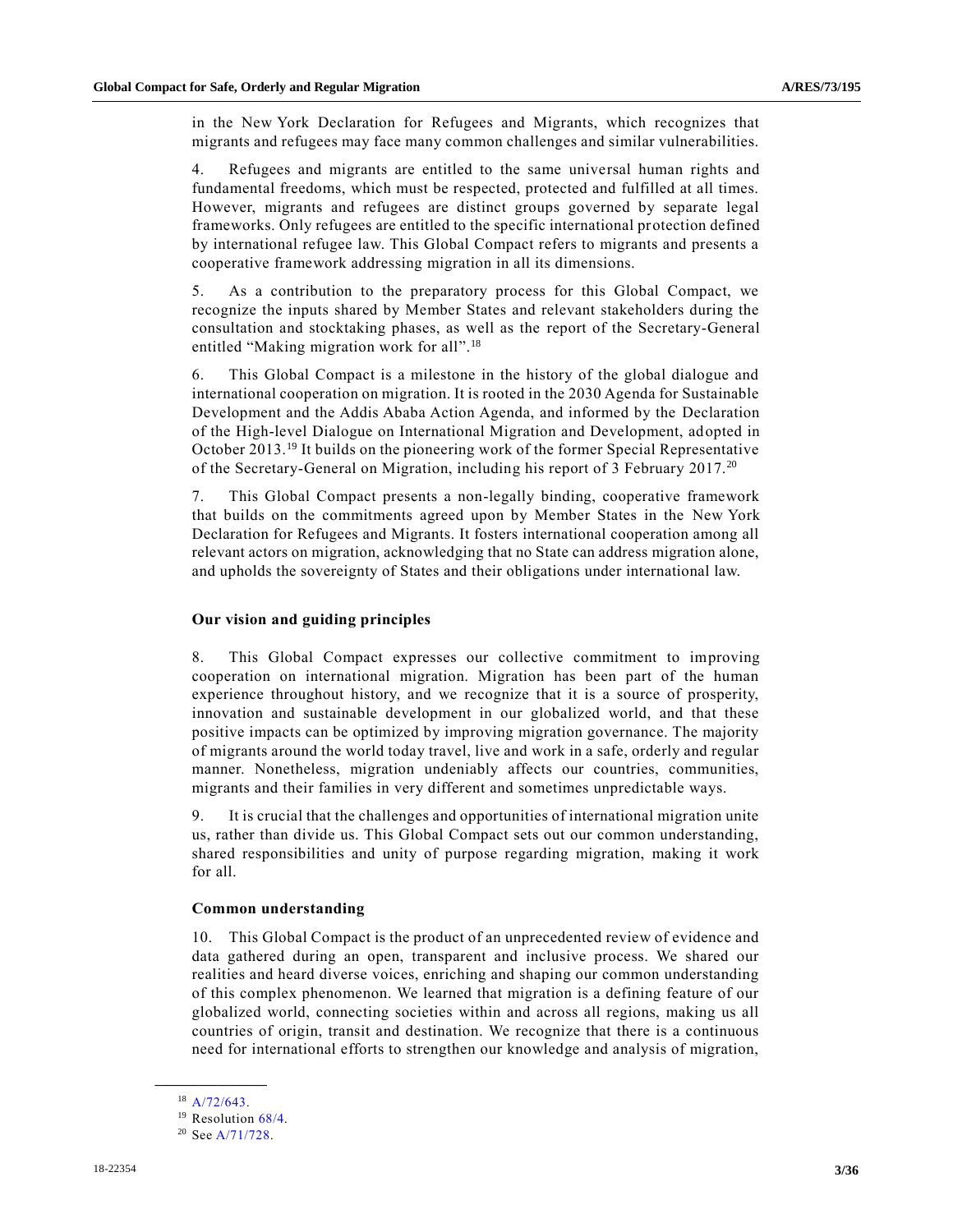in the New York Declaration for Refugees and Migrants, which recognizes that migrants and refugees may face many common challenges and similar vulnerabilities.

4. Refugees and migrants are entitled to the same universal human rights and fundamental freedoms, which must be respected, protected and fulfilled at all times. However, migrants and refugees are distinct groups governed by separate legal frameworks. Only refugees are entitled to the specific international protection defined by international refugee law. This Global Compact refers to migrants and presents a cooperative framework addressing migration in all its dimensions.

5. As a contribution to the preparatory process for this Global Compact, we recognize the inputs shared by Member States and relevant stakeholders during the consultation and stocktaking phases, as well as the report of the Secretary-General entitled "Making migration work for all".[18]

6. This Global Compact is a milestone in the history of the global dialogue and international cooperation on migration. It is rooted in the 2030 Agenda for Sustainable Development and the Addis Ababa Action Agenda, and informed by the Declaration of the High-level Dialogue on International Migration and Development, adopted in October 2013.[19] It builds on the pioneering work of the former Special Representative of the Secretary-General on Migration, including his report of 3 February 2017.[20]

7. This Global Compact presents a non-legally binding, cooperative framework that builds on the commitments agreed upon by Member States in the New York Declaration for Refugees and Migrants. It fosters international cooperation among all relevant actors on migration, acknowledging that no State can address migration alone, and upholds the sovereignty of States and their obligations under international law.

### Our vision and guiding principles

8. This Global Compact expresses our collective commitment to improving cooperation on international migration. Migration has been part of the human experience throughout history, and we recognize that it is a source of prosperity, innovation and sustainable development in our globalized world, and that these positive impacts can be optimized by improving migration governance. The majority of migrants around the world today travel, live and work in a safe, orderly and regular manner. Nonetheless, migration undeniably affects our countries, communities, migrants and their families in very different and sometimes unpredictable ways.

9. It is crucial that the challenges and opportunities of international migration unite us, rather than divide us. This Global Compact sets out our common understanding, shared responsibilities and unity of purpose regarding migration, making it work for all.

### Common understanding

10. This Global Compact is the product of an unprecedented review of evidence and data gathered during an open, transparent and inclusive process. We shared our realities and heard diverse voices, enriching and shaping our common understanding of this complex phenomenon. We learned that migration is a defining feature of our globalized world, connecting societies within and across all regions, making us all countries of origin, transit and destination. We recognize that there is a continuous need for international efforts to strengthen our knowledge and analysis of migration,

---

[18] A/72/643.

[19] Resolution 68/4.

[20] See A/71/728.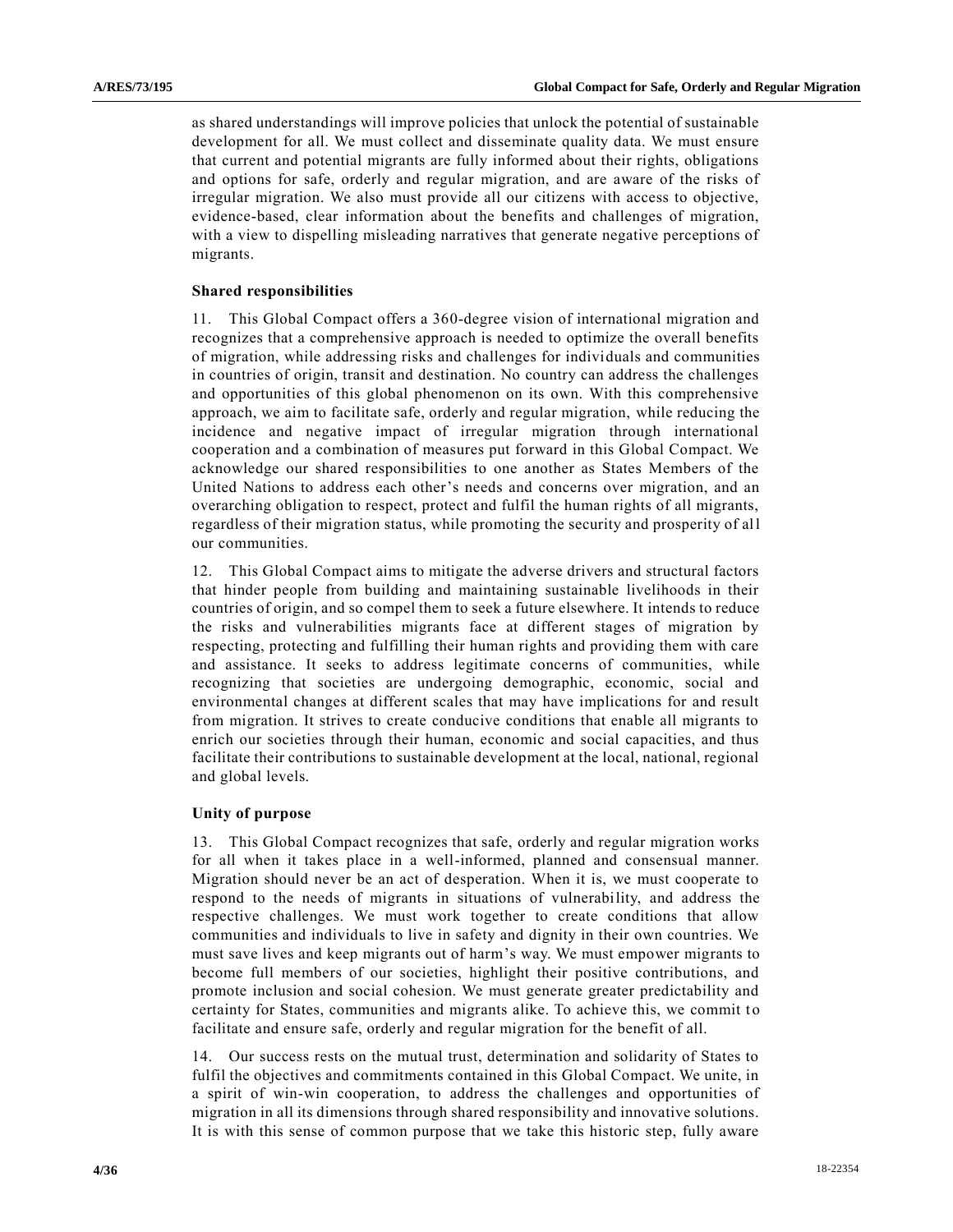as shared understandings will improve policies that unlock the potential of sustainable development for all. We must collect and disseminate quality data. We must ensure that current and potential migrants are fully informed about their rights, obligations and options for safe, orderly and regular migration, and are aware of the risks of irregular migration. We also must provide all our citizens with access to objective, evidence-based, clear information about the benefits and challenges of migration, with a view to dispelling misleading narratives that generate negative perceptions of migrants.

### Shared responsibilities

11. This Global Compact offers a 360-degree vision of international migration and recognizes that a comprehensive approach is needed to optimize the overall benefits of migration, while addressing risks and challenges for individuals and communities in countries of origin, transit and destination. No country can address the challenges and opportunities of this global phenomenon on its own. With this comprehensive approach, we aim to facilitate safe, orderly and regular migration, while reducing the incidence and negative impact of irregular migration through international cooperation and a combination of measures put forward in this Global Compact. We acknowledge our shared responsibilities to one another as States Members of the United Nations to address each other's needs and concerns over migration, and an overarching obligation to respect, protect and fulfil the human rights of all migrants, regardless of their migration status, while promoting the security and prosperity of all our communities.

12. This Global Compact aims to mitigate the adverse drivers and structural factors that hinder people from building and maintaining sustainable livelihoods in their countries of origin, and so compel them to seek a future elsewhere. It intends to reduce the risks and vulnerabilities migrants face at different stages of migration by respecting, protecting and fulfilling their human rights and providing them with care and assistance. It seeks to address legitimate concerns of communities, while recognizing that societies are undergoing demographic, economic, social and environmental changes at different scales that may have implications for and result from migration. It strives to create conducive conditions that enable all migrants to enrich our societies through their human, economic and social capacities, and thus facilitate their contributions to sustainable development at the local, national, regional and global levels.

### Unity of purpose

13. This Global Compact recognizes that safe, orderly and regular migration works for all when it takes place in a well-informed, planned and consensual manner. Migration should never be an act of desperation. When it is, we must cooperate to respond to the needs of migrants in situations of vulnerability, and address the respective challenges. We must work together to create conditions that allow communities and individuals to live in safety and dignity in their own countries. We must save lives and keep migrants out of harm's way. We must empower migrants to become full members of our societies, highlight their positive contributions, and promote inclusion and social cohesion. We must generate greater predictability and certainty for States, communities and migrants alike. To achieve this, we commit to facilitate and ensure safe, orderly and regular migration for the benefit of all.

14. Our success rests on the mutual trust, determination and solidarity of States to fulfil the objectives and commitments contained in this Global Compact. We unite, in a spirit of win-win cooperation, to address the challenges and opportunities of migration in all its dimensions through shared responsibility and innovative solutions. It is with this sense of common purpose that we take this historic step, fully aware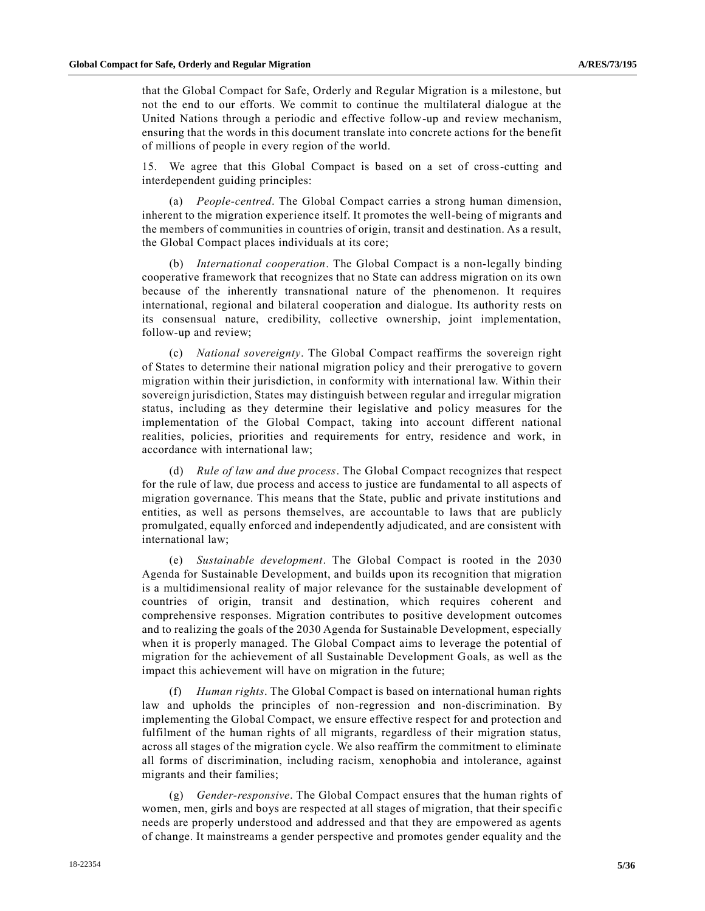that the Global Compact for Safe, Orderly and Regular Migration is a milestone, but not the end to our efforts. We commit to continue the multilateral dialogue at the United Nations through a periodic and effective follow-up and review mechanism, ensuring that the words in this document translate into concrete actions for the benefit of millions of people in every region of the world.

15. We agree that this Global Compact is based on a set of cross-cutting and interdependent guiding principles:

(a) *People-centred*. The Global Compact carries a strong human dimension, inherent to the migration experience itself. It promotes the well-being of migrants and the members of communities in countries of origin, transit and destination. As a result, the Global Compact places individuals at its core;

(b) *International cooperation*. The Global Compact is a non-legally binding cooperative framework that recognizes that no State can address migration on its own because of the inherently transnational nature of the phenomenon. It requires international, regional and bilateral cooperation and dialogue. Its authority rests on its consensual nature, credibility, collective ownership, joint implementation, follow-up and review;

(c) *National sovereignty*. The Global Compact reaffirms the sovereign right of States to determine their national migration policy and their prerogative to govern migration within their jurisdiction, in conformity with international law. Within their sovereign jurisdiction, States may distinguish between regular and irregular migration status, including as they determine their legislative and policy measures for the implementation of the Global Compact, taking into account different national realities, policies, priorities and requirements for entry, residence and work, in accordance with international law;

(d) *Rule of law and due process*. The Global Compact recognizes that respect for the rule of law, due process and access to justice are fundamental to all aspects of migration governance. This means that the State, public and private institutions and entities, as well as persons themselves, are accountable to laws that are publicly promulgated, equally enforced and independently adjudicated, and are consistent with international law;

(e) *Sustainable development*. The Global Compact is rooted in the 2030 Agenda for Sustainable Development, and builds upon its recognition that migration is a multidimensional reality of major relevance for the sustainable development of countries of origin, transit and destination, which requires coherent and comprehensive responses. Migration contributes to positive development outcomes and to realizing the goals of the 2030 Agenda for Sustainable Development, especially when it is properly managed. The Global Compact aims to leverage the potential of migration for the achievement of all Sustainable Development Goals, as well as the impact this achievement will have on migration in the future;

(f) *Human rights*. The Global Compact is based on international human rights law and upholds the principles of non-regression and non-discrimination. By implementing the Global Compact, we ensure effective respect for and protection and fulfilment of the human rights of all migrants, regardless of their migration status, across all stages of the migration cycle. We also reaffirm the commitment to eliminate all forms of discrimination, including racism, xenophobia and intolerance, against migrants and their families;

(g) *Gender-responsive*. The Global Compact ensures that the human rights of women, men, girls and boys are respected at all stages of migration, that their specific needs are properly understood and addressed and that they are empowered as agents of change. It mainstreams a gender perspective and promotes gender equality and the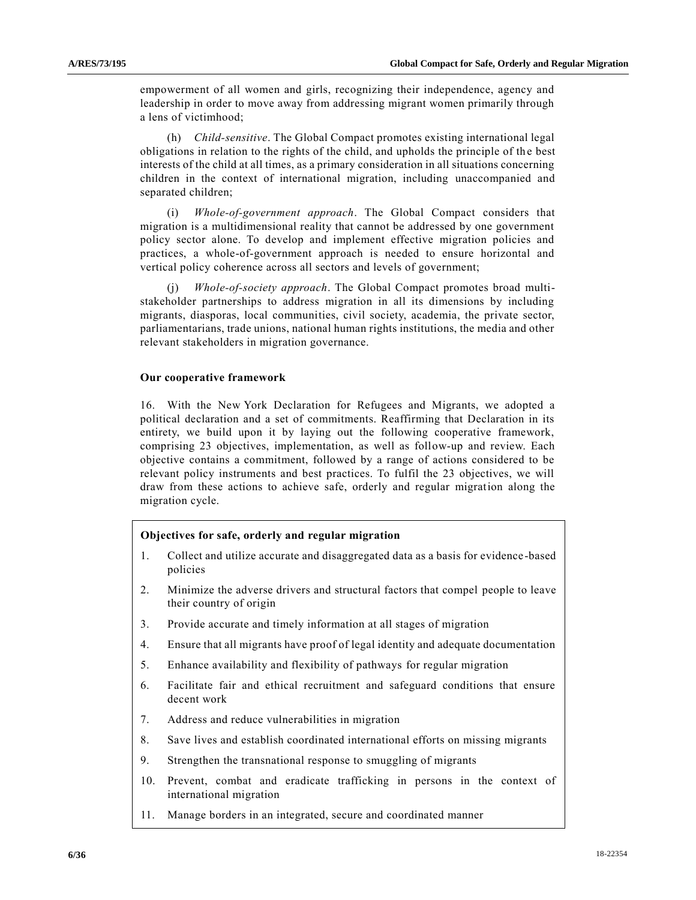empowerment of all women and girls, recognizing their independence, agency and leadership in order to move away from addressing migrant women primarily through a lens of victimhood;

(h) *Child-sensitive*. The Global Compact promotes existing international legal obligations in relation to the rights of the child, and upholds the principle of the best interests of the child at all times, as a primary consideration in all situations concerning children in the context of international migration, including unaccompanied and separated children;

(i) *Whole-of-government approach*. The Global Compact considers that migration is a multidimensional reality that cannot be addressed by one government policy sector alone. To develop and implement effective migration policies and practices, a whole-of-government approach is needed to ensure horizontal and vertical policy coherence across all sectors and levels of government;

(j) *Whole-of-society approach*. The Global Compact promotes broad multi-stakeholder partnerships to address migration in all its dimensions by including migrants, diasporas, local communities, civil society, academia, the private sector, parliamentarians, trade unions, national human rights institutions, the media and other relevant stakeholders in migration governance.

### Our cooperative framework

16. With the New York Declaration for Refugees and Migrants, we adopted a political declaration and a set of commitments. Reaffirming that Declaration in its entirety, we build upon it by laying out the following cooperative framework, comprising 23 objectives, implementation, as well as follow-up and review. Each objective contains a commitment, followed by a range of actions considered to be relevant policy instruments and best practices. To fulfil the 23 objectives, we will draw from these actions to achieve safe, orderly and regular migration along the migration cycle.

**Objectives for safe, orderly and regular migration**

1. Collect and utilize accurate and disaggregated data as a basis for evidence-based policies
2. Minimize the adverse drivers and structural factors that compel people to leave their country of origin
3. Provide accurate and timely information at all stages of migration
4. Ensure that all migrants have proof of legal identity and adequate documentation
5. Enhance availability and flexibility of pathways for regular migration
6. Facilitate fair and ethical recruitment and safeguard conditions that ensure decent work
7. Address and reduce vulnerabilities in migration
8. Save lives and establish coordinated international efforts on missing migrants
9. Strengthen the transnational response to smuggling of migrants
10. Prevent, combat and eradicate trafficking in persons in the context of international migration
11. Manage borders in an integrated, secure and coordinated manner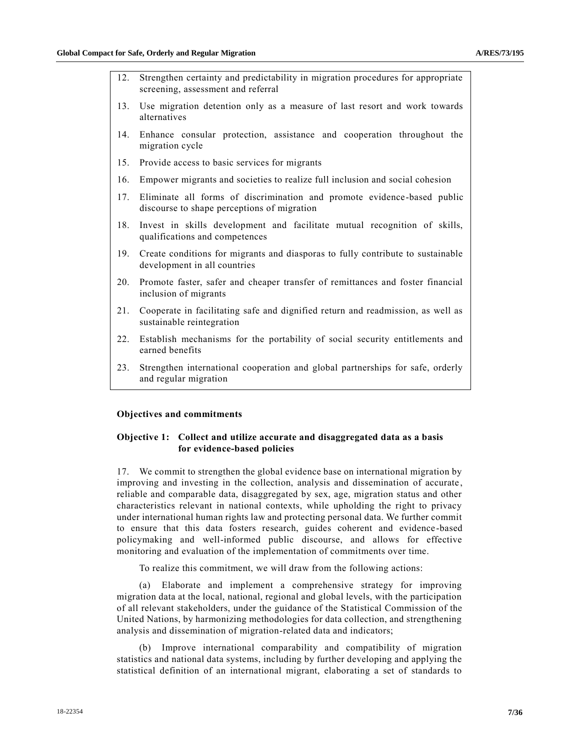12. Strengthen certainty and predictability in migration procedures for appropriate screening, assessment and referral
13. Use migration detention only as a measure of last resort and work towards alternatives
14. Enhance consular protection, assistance and cooperation throughout the migration cycle
15. Provide access to basic services for migrants
16. Empower migrants and societies to realize full inclusion and social cohesion
17. Eliminate all forms of discrimination and promote evidence-based public discourse to shape perceptions of migration
18. Invest in skills development and facilitate mutual recognition of skills, qualifications and competences
19. Create conditions for migrants and diasporas to fully contribute to sustainable development in all countries
20. Promote faster, safer and cheaper transfer of remittances and foster financial inclusion of migrants
21. Cooperate in facilitating safe and dignified return and readmission, as well as sustainable reintegration
22. Establish mechanisms for the portability of social security entitlements and earned benefits
23. Strengthen international cooperation and global partnerships for safe, orderly and regular migration

### Objectives and commitments

#### Objective 1: Collect and utilize accurate and disaggregated data as a basis for evidence-based policies

17. We commit to strengthen the global evidence base on international migration by improving and investing in the collection, analysis and dissemination of accurate, reliable and comparable data, disaggregated by sex, age, migration status and other characteristics relevant in national contexts, while upholding the right to privacy under international human rights law and protecting personal data. We further commit to ensure that this data fosters research, guides coherent and evidence-based policymaking and well-informed public discourse, and allows for effective monitoring and evaluation of the implementation of commitments over time.

To realize this commitment, we will draw from the following actions:

(a) Elaborate and implement a comprehensive strategy for improving migration data at the local, national, regional and global levels, with the participation of all relevant stakeholders, under the guidance of the Statistical Commission of the United Nations, by harmonizing methodologies for data collection, and strengthening analysis and dissemination of migration-related data and indicators;

(b) Improve international comparability and compatibility of migration statistics and national data systems, including by further developing and applying the statistical definition of an international migrant, elaborating a set of standards to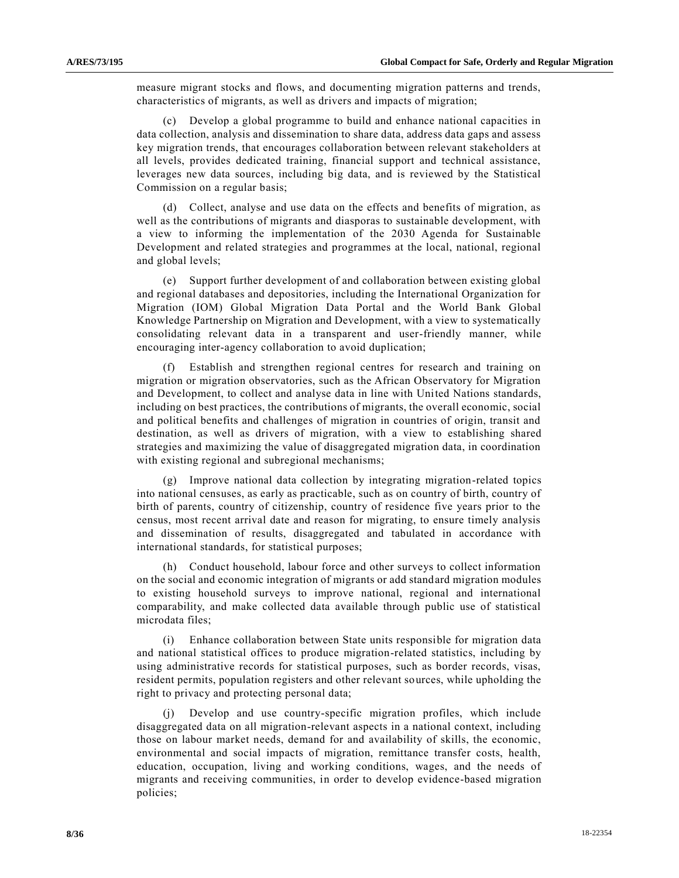measure migrant stocks and flows, and documenting migration patterns and trends, characteristics of migrants, as well as drivers and impacts of migration;

(c) Develop a global programme to build and enhance national capacities in data collection, analysis and dissemination to share data, address data gaps and assess key migration trends, that encourages collaboration between relevant stakeholders at all levels, provides dedicated training, financial support and technical assistance, leverages new data sources, including big data, and is reviewed by the Statistical Commission on a regular basis;

(d) Collect, analyse and use data on the effects and benefits of migration, as well as the contributions of migrants and diasporas to sustainable development, with a view to informing the implementation of the 2030 Agenda for Sustainable Development and related strategies and programmes at the local, national, regional and global levels;

(e) Support further development of and collaboration between existing global and regional databases and depositories, including the International Organization for Migration (IOM) Global Migration Data Portal and the World Bank Global Knowledge Partnership on Migration and Development, with a view to systematically consolidating relevant data in a transparent and user-friendly manner, while encouraging inter-agency collaboration to avoid duplication;

(f) Establish and strengthen regional centres for research and training on migration or migration observatories, such as the African Observatory for Migration and Development, to collect and analyse data in line with United Nations standards, including on best practices, the contributions of migrants, the overall economic, social and political benefits and challenges of migration in countries of origin, transit and destination, as well as drivers of migration, with a view to establishing shared strategies and maximizing the value of disaggregated migration data, in coordination with existing regional and subregional mechanisms;

(g) Improve national data collection by integrating migration-related topics into national censuses, as early as practicable, such as on country of birth, country of birth of parents, country of citizenship, country of residence five years prior to the census, most recent arrival date and reason for migrating, to ensure timely analysis and dissemination of results, disaggregated and tabulated in accordance with international standards, for statistical purposes;

(h) Conduct household, labour force and other surveys to collect information on the social and economic integration of migrants or add standard migration modules to existing household surveys to improve national, regional and international comparability, and make collected data available through public use of statistical microdata files;

(i) Enhance collaboration between State units responsible for migration data and national statistical offices to produce migration-related statistics, including by using administrative records for statistical purposes, such as border records, visas, resident permits, population registers and other relevant sources, while upholding the right to privacy and protecting personal data;

(j) Develop and use country-specific migration profiles, which include disaggregated data on all migration-relevant aspects in a national context, including those on labour market needs, demand for and availability of skills, the economic, environmental and social impacts of migration, remittance transfer costs, health, education, occupation, living and working conditions, wages, and the needs of migrants and receiving communities, in order to develop evidence-based migration policies;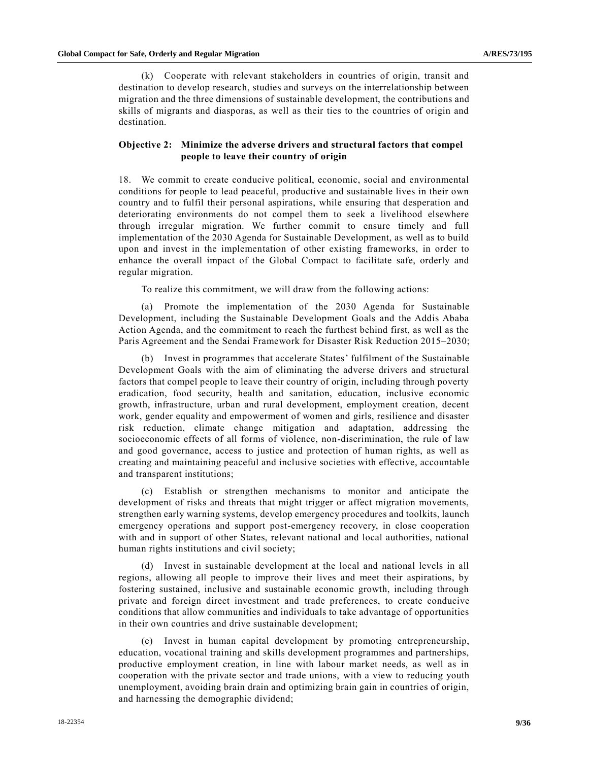(k) Cooperate with relevant stakeholders in countries of origin, transit and destination to develop research, studies and surveys on the interrelationship between migration and the three dimensions of sustainable development, the contributions and skills of migrants and diasporas, as well as their ties to the countries of origin and destination.

### Objective 2: Minimize the adverse drivers and structural factors that compel people to leave their country of origin

18. We commit to create conducive political, economic, social and environmental conditions for people to lead peaceful, productive and sustainable lives in their own country and to fulfil their personal aspirations, while ensuring that desperation and deteriorating environments do not compel them to seek a livelihood elsewhere through irregular migration. We further commit to ensure timely and full implementation of the 2030 Agenda for Sustainable Development, as well as to build upon and invest in the implementation of other existing frameworks, in order to enhance the overall impact of the Global Compact to facilitate safe, orderly and regular migration.

To realize this commitment, we will draw from the following actions:

(a) Promote the implementation of the 2030 Agenda for Sustainable Development, including the Sustainable Development Goals and the Addis Ababa Action Agenda, and the commitment to reach the furthest behind first, as well as the Paris Agreement and the Sendai Framework for Disaster Risk Reduction 2015–2030;

(b) Invest in programmes that accelerate States' fulfilment of the Sustainable Development Goals with the aim of eliminating the adverse drivers and structural factors that compel people to leave their country of origin, including through poverty eradication, food security, health and sanitation, education, inclusive economic growth, infrastructure, urban and rural development, employment creation, decent work, gender equality and empowerment of women and girls, resilience and disaster risk reduction, climate change mitigation and adaptation, addressing the socioeconomic effects of all forms of violence, non-discrimination, the rule of law and good governance, access to justice and protection of human rights, as well as creating and maintaining peaceful and inclusive societies with effective, accountable and transparent institutions;

(c) Establish or strengthen mechanisms to monitor and anticipate the development of risks and threats that might trigger or affect migration movements, strengthen early warning systems, develop emergency procedures and toolkits, launch emergency operations and support post-emergency recovery, in close cooperation with and in support of other States, relevant national and local authorities, national human rights institutions and civil society;

(d) Invest in sustainable development at the local and national levels in all regions, allowing all people to improve their lives and meet their aspirations, by fostering sustained, inclusive and sustainable economic growth, including through private and foreign direct investment and trade preferences, to create conducive conditions that allow communities and individuals to take advantage of opportunities in their own countries and drive sustainable development;

(e) Invest in human capital development by promoting entrepreneurship, education, vocational training and skills development programmes and partnerships, productive employment creation, in line with labour market needs, as well as in cooperation with the private sector and trade unions, with a view to reducing youth unemployment, avoiding brain drain and optimizing brain gain in countries of origin, and harnessing the demographic dividend;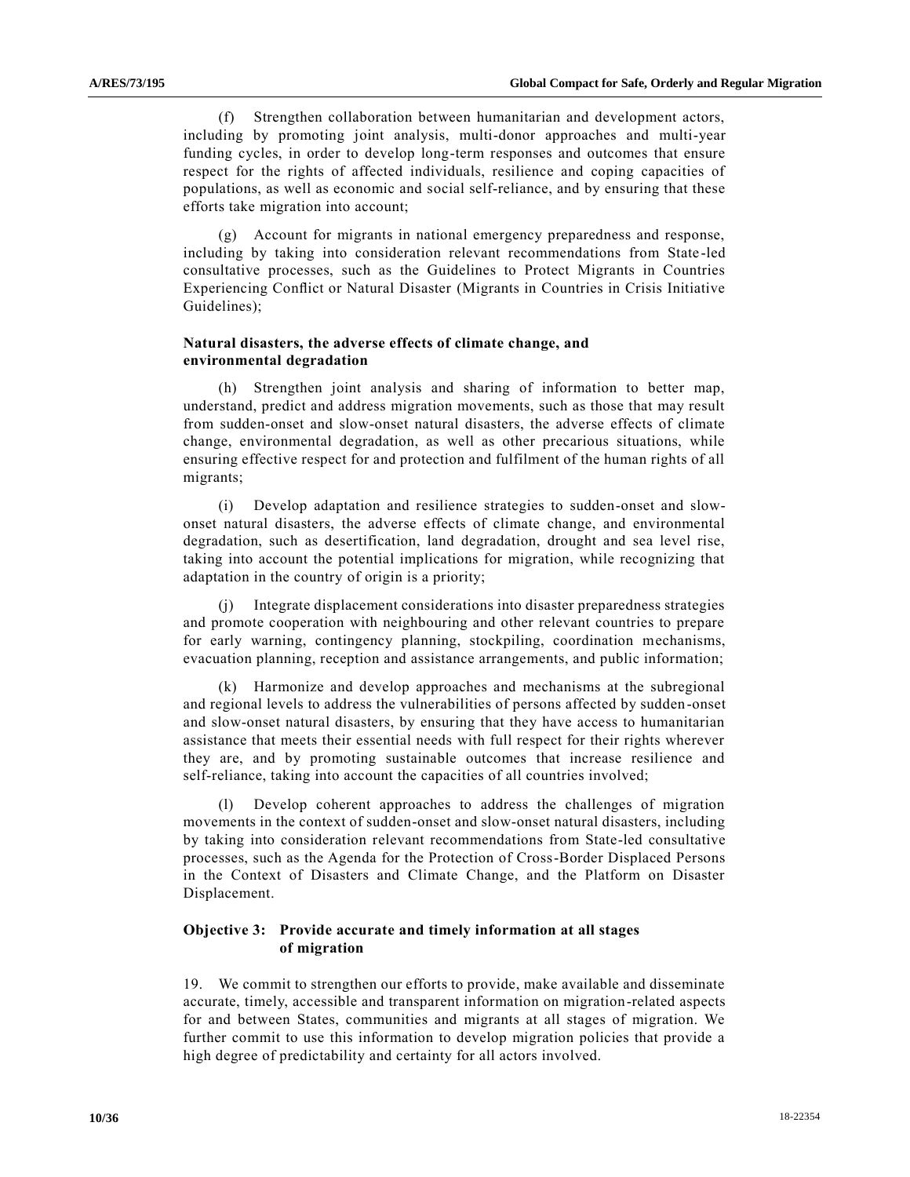(f) Strengthen collaboration between humanitarian and development actors, including by promoting joint analysis, multi-donor approaches and multi-year funding cycles, in order to develop long-term responses and outcomes that ensure respect for the rights of affected individuals, resilience and coping capacities of populations, as well as economic and social self-reliance, and by ensuring that these efforts take migration into account;

(g) Account for migrants in national emergency preparedness and response, including by taking into consideration relevant recommendations from State-led consultative processes, such as the Guidelines to Protect Migrants in Countries Experiencing Conflict or Natural Disaster (Migrants in Countries in Crisis Initiative Guidelines);

**Natural disasters, the adverse effects of climate change, and environmental degradation**

(h) Strengthen joint analysis and sharing of information to better map, understand, predict and address migration movements, such as those that may result from sudden-onset and slow-onset natural disasters, the adverse effects of climate change, environmental degradation, as well as other precarious situations, while ensuring effective respect for and protection and fulfilment of the human rights of all migrants;

(i) Develop adaptation and resilience strategies to sudden-onset and slow-onset natural disasters, the adverse effects of climate change, and environmental degradation, such as desertification, land degradation, drought and sea level rise, taking into account the potential implications for migration, while recognizing that adaptation in the country of origin is a priority;

(j) Integrate displacement considerations into disaster preparedness strategies and promote cooperation with neighbouring and other relevant countries to prepare for early warning, contingency planning, stockpiling, coordination mechanisms, evacuation planning, reception and assistance arrangements, and public information;

(k) Harmonize and develop approaches and mechanisms at the subregional and regional levels to address the vulnerabilities of persons affected by sudden-onset and slow-onset natural disasters, by ensuring that they have access to humanitarian assistance that meets their essential needs with full respect for their rights wherever they are, and by promoting sustainable outcomes that increase resilience and self-reliance, taking into account the capacities of all countries involved;

(l) Develop coherent approaches to address the challenges of migration movements in the context of sudden-onset and slow-onset natural disasters, including by taking into consideration relevant recommendations from State-led consultative processes, such as the Agenda for the Protection of Cross-Border Displaced Persons in the Context of Disasters and Climate Change, and the Platform on Disaster Displacement.

### Objective 3: Provide accurate and timely information at all stages of migration

19. We commit to strengthen our efforts to provide, make available and disseminate accurate, timely, accessible and transparent information on migration-related aspects for and between States, communities and migrants at all stages of migration. We further commit to use this information to develop migration policies that provide a high degree of predictability and certainty for all actors involved.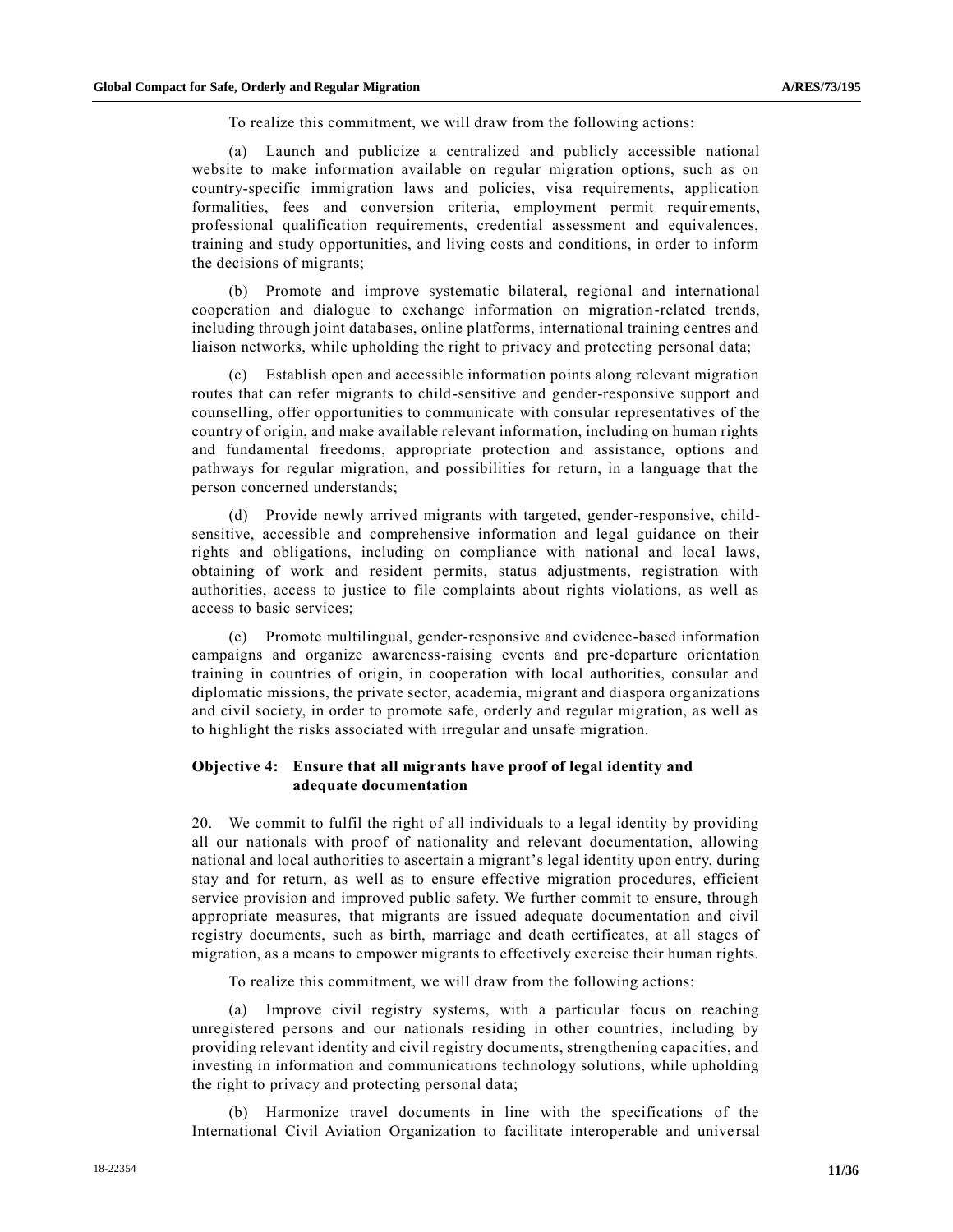To realize this commitment, we will draw from the following actions:

(a) Launch and publicize a centralized and publicly accessible national website to make information available on regular migration options, such as on country-specific immigration laws and policies, visa requirements, application formalities, fees and conversion criteria, employment permit requirements, professional qualification requirements, credential assessment and equivalences, training and study opportunities, and living costs and conditions, in order to inform the decisions of migrants;

(b) Promote and improve systematic bilateral, regional and international cooperation and dialogue to exchange information on migration-related trends, including through joint databases, online platforms, international training centres and liaison networks, while upholding the right to privacy and protecting personal data;

(c) Establish open and accessible information points along relevant migration routes that can refer migrants to child-sensitive and gender-responsive support and counselling, offer opportunities to communicate with consular representatives of the country of origin, and make available relevant information, including on human rights and fundamental freedoms, appropriate protection and assistance, options and pathways for regular migration, and possibilities for return, in a language that the person concerned understands;

(d) Provide newly arrived migrants with targeted, gender-responsive, child-sensitive, accessible and comprehensive information and legal guidance on their rights and obligations, including on compliance with national and local laws, obtaining of work and resident permits, status adjustments, registration with authorities, access to justice to file complaints about rights violations, as well as access to basic services;

(e) Promote multilingual, gender-responsive and evidence-based information campaigns and organize awareness-raising events and pre-departure orientation training in countries of origin, in cooperation with local authorities, consular and diplomatic missions, the private sector, academia, migrant and diaspora organizations and civil society, in order to promote safe, orderly and regular migration, as well as to highlight the risks associated with irregular and unsafe migration.

### Objective 4: Ensure that all migrants have proof of legal identity and adequate documentation

20. We commit to fulfil the right of all individuals to a legal identity by providing all our nationals with proof of nationality and relevant documentation, allowing national and local authorities to ascertain a migrant's legal identity upon entry, during stay and for return, as well as to ensure effective migration procedures, efficient service provision and improved public safety. We further commit to ensure, through appropriate measures, that migrants are issued adequate documentation and civil registry documents, such as birth, marriage and death certificates, at all stages of migration, as a means to empower migrants to effectively exercise their human rights.

To realize this commitment, we will draw from the following actions:

(a) Improve civil registry systems, with a particular focus on reaching unregistered persons and our nationals residing in other countries, including by providing relevant identity and civil registry documents, strengthening capacities, and investing in information and communications technology solutions, while upholding the right to privacy and protecting personal data;

(b) Harmonize travel documents in line with the specifications of the International Civil Aviation Organization to facilitate interoperable and universal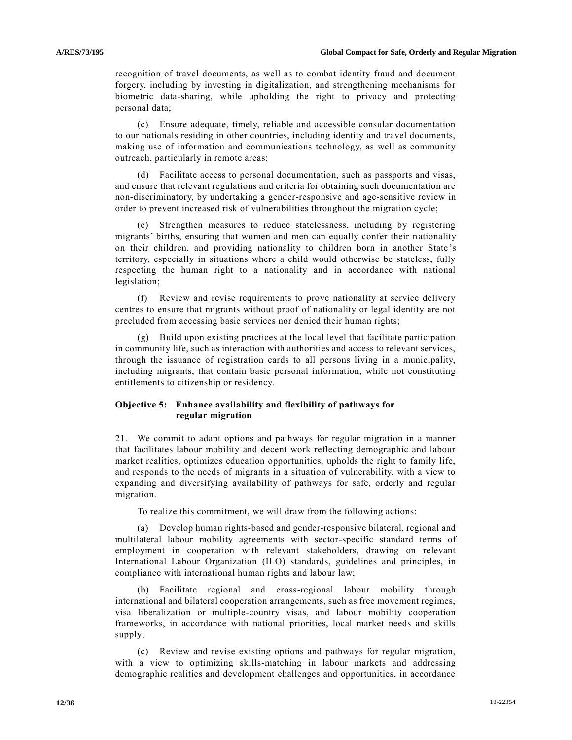recognition of travel documents, as well as to combat identity fraud and document forgery, including by investing in digitalization, and strengthening mechanisms for biometric data-sharing, while upholding the right to privacy and protecting personal data;

(c) Ensure adequate, timely, reliable and accessible consular documentation to our nationals residing in other countries, including identity and travel documents, making use of information and communications technology, as well as community outreach, particularly in remote areas;

(d) Facilitate access to personal documentation, such as passports and visas, and ensure that relevant regulations and criteria for obtaining such documentation are non-discriminatory, by undertaking a gender-responsive and age-sensitive review in order to prevent increased risk of vulnerabilities throughout the migration cycle;

(e) Strengthen measures to reduce statelessness, including by registering migrants' births, ensuring that women and men can equally confer their nationality on their children, and providing nationality to children born in another State's territory, especially in situations where a child would otherwise be stateless, fully respecting the human right to a nationality and in accordance with national legislation;

(f) Review and revise requirements to prove nationality at service delivery centres to ensure that migrants without proof of nationality or legal identity are not precluded from accessing basic services nor denied their human rights;

(g) Build upon existing practices at the local level that facilitate participation in community life, such as interaction with authorities and access to relevant services, through the issuance of registration cards to all persons living in a municipality, including migrants, that contain basic personal information, while not constituting entitlements to citizenship or residency.

### Objective 5: Enhance availability and flexibility of pathways for regular migration

21. We commit to adapt options and pathways for regular migration in a manner that facilitates labour mobility and decent work reflecting demographic and labour market realities, optimizes education opportunities, upholds the right to family life, and responds to the needs of migrants in a situation of vulnerability, with a view to expanding and diversifying availability of pathways for safe, orderly and regular migration.

To realize this commitment, we will draw from the following actions:

(a) Develop human rights-based and gender-responsive bilateral, regional and multilateral labour mobility agreements with sector-specific standard terms of employment in cooperation with relevant stakeholders, drawing on relevant International Labour Organization (ILO) standards, guidelines and principles, in compliance with international human rights and labour law;

(b) Facilitate regional and cross-regional labour mobility through international and bilateral cooperation arrangements, such as free movement regimes, visa liberalization or multiple-country visas, and labour mobility cooperation frameworks, in accordance with national priorities, local market needs and skills supply;

(c) Review and revise existing options and pathways for regular migration, with a view to optimizing skills-matching in labour markets and addressing demographic realities and development challenges and opportunities, in accordance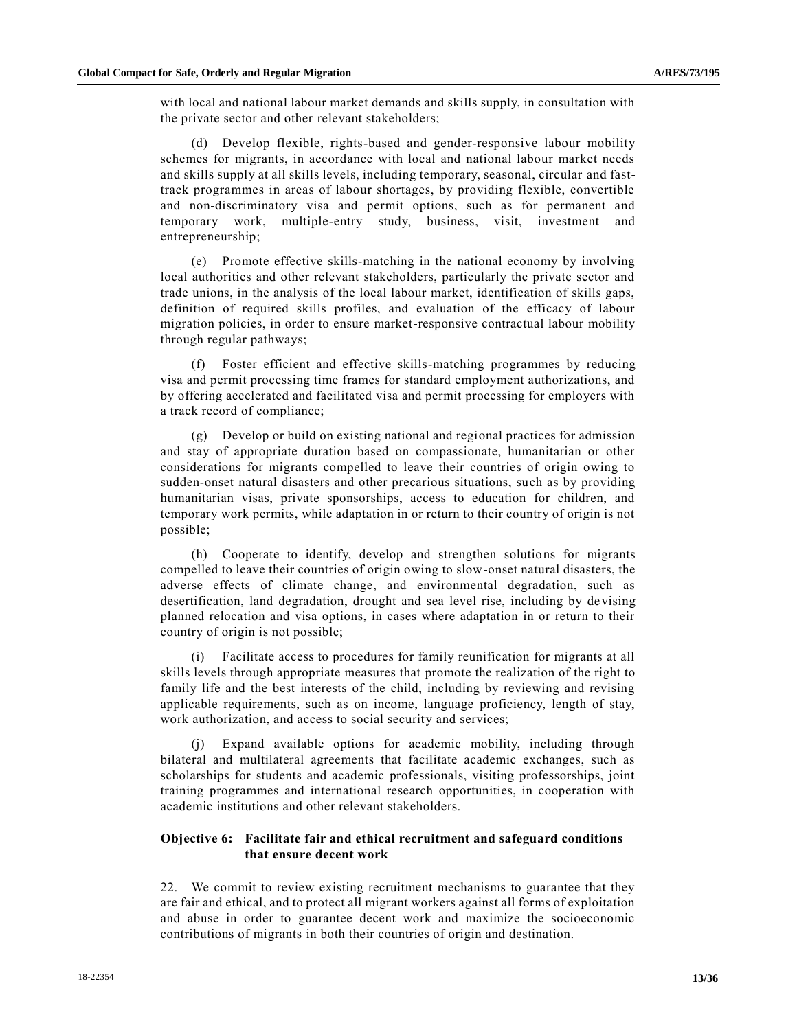with local and national labour market demands and skills supply, in consultation with the private sector and other relevant stakeholders;

(d) Develop flexible, rights-based and gender-responsive labour mobility schemes for migrants, in accordance with local and national labour market needs and skills supply at all skills levels, including temporary, seasonal, circular and fast-track programmes in areas of labour shortages, by providing flexible, convertible and non-discriminatory visa and permit options, such as for permanent and temporary work, multiple-entry study, business, visit, investment and entrepreneurship;

(e) Promote effective skills-matching in the national economy by involving local authorities and other relevant stakeholders, particularly the private sector and trade unions, in the analysis of the local labour market, identification of skills gaps, definition of required skills profiles, and evaluation of the efficacy of labour migration policies, in order to ensure market-responsive contractual labour mobility through regular pathways;

(f) Foster efficient and effective skills-matching programmes by reducing visa and permit processing time frames for standard employment authorizations, and by offering accelerated and facilitated visa and permit processing for employers with a track record of compliance;

(g) Develop or build on existing national and regional practices for admission and stay of appropriate duration based on compassionate, humanitarian or other considerations for migrants compelled to leave their countries of origin owing to sudden-onset natural disasters and other precarious situations, such as by providing humanitarian visas, private sponsorships, access to education for children, and temporary work permits, while adaptation in or return to their country of origin is not possible;

(h) Cooperate to identify, develop and strengthen solutions for migrants compelled to leave their countries of origin owing to slow-onset natural disasters, the adverse effects of climate change, and environmental degradation, such as desertification, land degradation, drought and sea level rise, including by devising planned relocation and visa options, in cases where adaptation in or return to their country of origin is not possible;

(i) Facilitate access to procedures for family reunification for migrants at all skills levels through appropriate measures that promote the realization of the right to family life and the best interests of the child, including by reviewing and revising applicable requirements, such as on income, language proficiency, length of stay, work authorization, and access to social security and services;

(j) Expand available options for academic mobility, including through bilateral and multilateral agreements that facilitate academic exchanges, such as scholarships for students and academic professionals, visiting professorships, joint training programmes and international research opportunities, in cooperation with academic institutions and other relevant stakeholders.

### Objective 6: Facilitate fair and ethical recruitment and safeguard conditions that ensure decent work

22. We commit to review existing recruitment mechanisms to guarantee that they are fair and ethical, and to protect all migrant workers against all forms of exploitation and abuse in order to guarantee decent work and maximize the socioeconomic contributions of migrants in both their countries of origin and destination.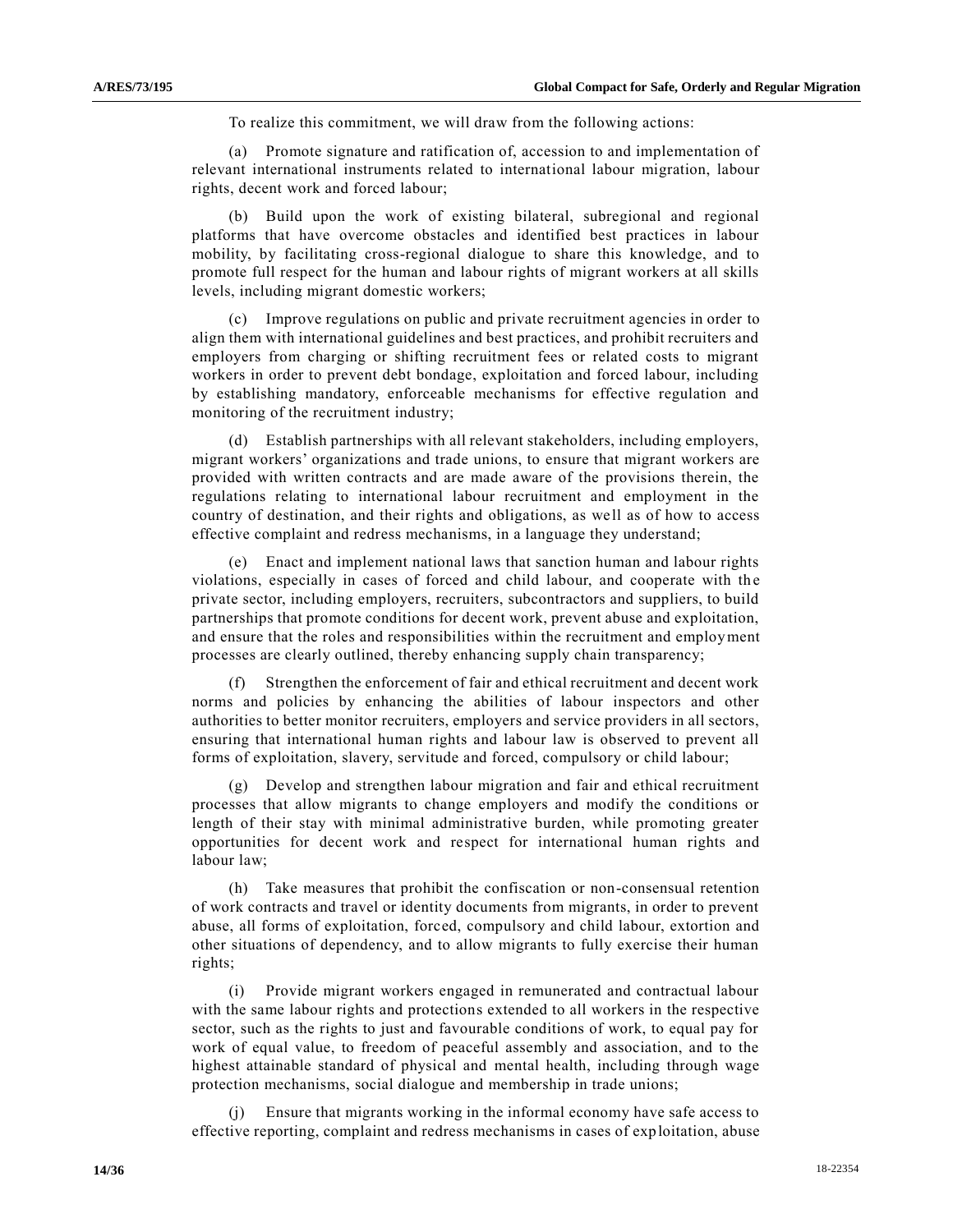To realize this commitment, we will draw from the following actions:

(a) Promote signature and ratification of, accession to and implementation of relevant international instruments related to international labour migration, labour rights, decent work and forced labour;

(b) Build upon the work of existing bilateral, subregional and regional platforms that have overcome obstacles and identified best practices in labour mobility, by facilitating cross-regional dialogue to share this knowledge, and to promote full respect for the human and labour rights of migrant workers at all skills levels, including migrant domestic workers;

(c) Improve regulations on public and private recruitment agencies in order to align them with international guidelines and best practices, and prohibit recruiters and employers from charging or shifting recruitment fees or related costs to migrant workers in order to prevent debt bondage, exploitation and forced labour, including by establishing mandatory, enforceable mechanisms for effective regulation and monitoring of the recruitment industry;

(d) Establish partnerships with all relevant stakeholders, including employers, migrant workers' organizations and trade unions, to ensure that migrant workers are provided with written contracts and are made aware of the provisions therein, the regulations relating to international labour recruitment and employment in the country of destination, and their rights and obligations, as well as of how to access effective complaint and redress mechanisms, in a language they understand;

(e) Enact and implement national laws that sanction human and labour rights violations, especially in cases of forced and child labour, and cooperate with the private sector, including employers, recruiters, subcontractors and suppliers, to build partnerships that promote conditions for decent work, prevent abuse and exploitation, and ensure that the roles and responsibilities within the recruitment and employment processes are clearly outlined, thereby enhancing supply chain transparency;

(f) Strengthen the enforcement of fair and ethical recruitment and decent work norms and policies by enhancing the abilities of labour inspectors and other authorities to better monitor recruiters, employers and service providers in all sectors, ensuring that international human rights and labour law is observed to prevent all forms of exploitation, slavery, servitude and forced, compulsory or child labour;

(g) Develop and strengthen labour migration and fair and ethical recruitment processes that allow migrants to change employers and modify the conditions or length of their stay with minimal administrative burden, while promoting greater opportunities for decent work and respect for international human rights and labour law;

(h) Take measures that prohibit the confiscation or non-consensual retention of work contracts and travel or identity documents from migrants, in order to prevent abuse, all forms of exploitation, forced, compulsory and child labour, extortion and other situations of dependency, and to allow migrants to fully exercise their human rights;

(i) Provide migrant workers engaged in remunerated and contractual labour with the same labour rights and protections extended to all workers in the respective sector, such as the rights to just and favourable conditions of work, to equal pay for work of equal value, to freedom of peaceful assembly and association, and to the highest attainable standard of physical and mental health, including through wage protection mechanisms, social dialogue and membership in trade unions;

(j) Ensure that migrants working in the informal economy have safe access to effective reporting, complaint and redress mechanisms in cases of exploitation, abuse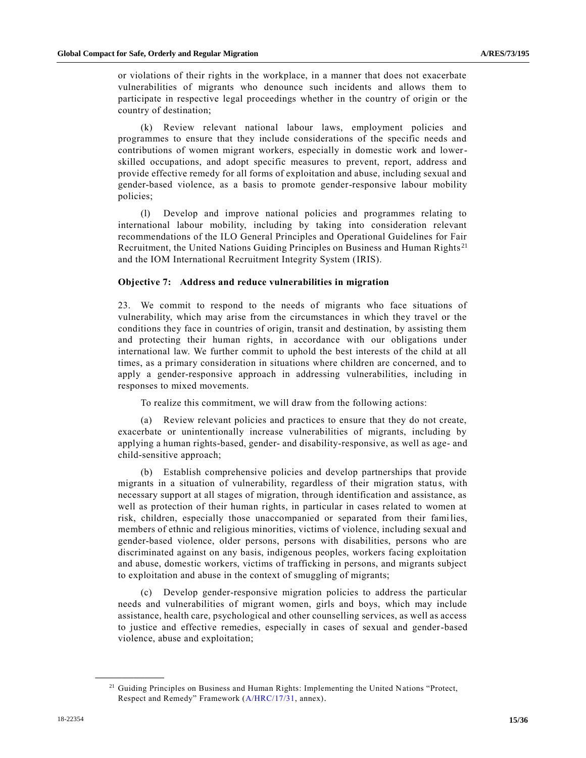or violations of their rights in the workplace, in a manner that does not exacerbate vulnerabilities of migrants who denounce such incidents and allows them to participate in respective legal proceedings whether in the country of origin or the country of destination;

(k) Review relevant national labour laws, employment policies and programmes to ensure that they include considerations of the specific needs and contributions of women migrant workers, especially in domestic work and lower-skilled occupations, and adopt specific measures to prevent, report, address and provide effective remedy for all forms of exploitation and abuse, including sexual and gender-based violence, as a basis to promote gender-responsive labour mobility policies;

(l) Develop and improve national policies and programmes relating to international labour mobility, including by taking into consideration relevant recommendations of the ILO General Principles and Operational Guidelines for Fair Recruitment, the United Nations Guiding Principles on Business and Human Rights[21] and the IOM International Recruitment Integrity System (IRIS).

### Objective 7: Address and reduce vulnerabilities in migration

23. We commit to respond to the needs of migrants who face situations of vulnerability, which may arise from the circumstances in which they travel or the conditions they face in countries of origin, transit and destination, by assisting them and protecting their human rights, in accordance with our obligations under international law. We further commit to uphold the best interests of the child at all times, as a primary consideration in situations where children are concerned, and to apply a gender-responsive approach in addressing vulnerabilities, including in responses to mixed movements.

To realize this commitment, we will draw from the following actions:

(a) Review relevant policies and practices to ensure that they do not create, exacerbate or unintentionally increase vulnerabilities of migrants, including by applying a human rights-based, gender- and disability-responsive, as well as age- and child-sensitive approach;

(b) Establish comprehensive policies and develop partnerships that provide migrants in a situation of vulnerability, regardless of their migration status, with necessary support at all stages of migration, through identification and assistance, as well as protection of their human rights, in particular in cases related to women at risk, children, especially those unaccompanied or separated from their families, members of ethnic and religious minorities, victims of violence, including sexual and gender-based violence, older persons, persons with disabilities, persons who are discriminated against on any basis, indigenous peoples, workers facing exploitation and abuse, domestic workers, victims of trafficking in persons, and migrants subject to exploitation and abuse in the context of smuggling of migrants;

(c) Develop gender-responsive migration policies to address the particular needs and vulnerabilities of migrant women, girls and boys, which may include assistance, health care, psychological and other counselling services, as well as access to justice and effective remedies, especially in cases of sexual and gender-based violence, abuse and exploitation;

---

[21] Guiding Principles on Business and Human Rights: Implementing the United Nations "Protect, Respect and Remedy" Framework (A/HRC/17/31, annex).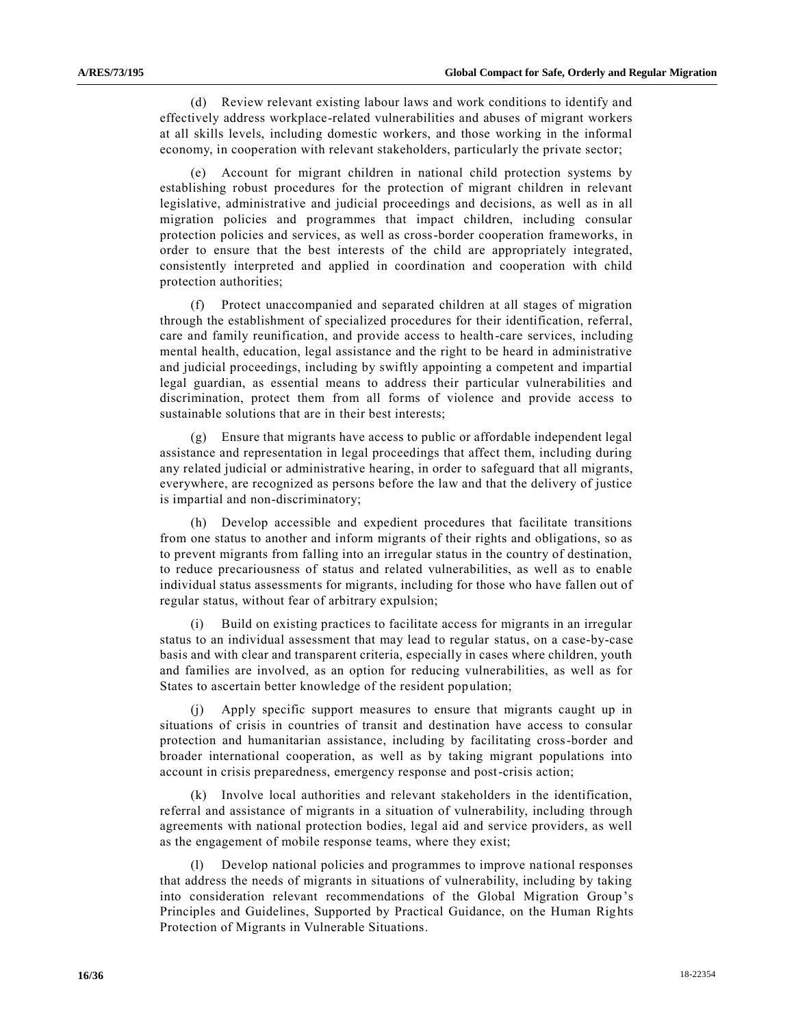(d) Review relevant existing labour laws and work conditions to identify and effectively address workplace-related vulnerabilities and abuses of migrant workers at all skills levels, including domestic workers, and those working in the informal economy, in cooperation with relevant stakeholders, particularly the private sector;

(e) Account for migrant children in national child protection systems by establishing robust procedures for the protection of migrant children in relevant legislative, administrative and judicial proceedings and decisions, as well as in all migration policies and programmes that impact children, including consular protection policies and services, as well as cross-border cooperation frameworks, in order to ensure that the best interests of the child are appropriately integrated, consistently interpreted and applied in coordination and cooperation with child protection authorities;

(f) Protect unaccompanied and separated children at all stages of migration through the establishment of specialized procedures for their identification, referral, care and family reunification, and provide access to health-care services, including mental health, education, legal assistance and the right to be heard in administrative and judicial proceedings, including by swiftly appointing a competent and impartial legal guardian, as essential means to address their particular vulnerabilities and discrimination, protect them from all forms of violence and provide access to sustainable solutions that are in their best interests;

(g) Ensure that migrants have access to public or affordable independent legal assistance and representation in legal proceedings that affect them, including during any related judicial or administrative hearing, in order to safeguard that all migrants, everywhere, are recognized as persons before the law and that the delivery of justice is impartial and non-discriminatory;

(h) Develop accessible and expedient procedures that facilitate transitions from one status to another and inform migrants of their rights and obligations, so as to prevent migrants from falling into an irregular status in the country of destination, to reduce precariousness of status and related vulnerabilities, as well as to enable individual status assessments for migrants, including for those who have fallen out of regular status, without fear of arbitrary expulsion;

(i) Build on existing practices to facilitate access for migrants in an irregular status to an individual assessment that may lead to regular status, on a case-by-case basis and with clear and transparent criteria, especially in cases where children, youth and families are involved, as an option for reducing vulnerabilities, as well as for States to ascertain better knowledge of the resident population;

(j) Apply specific support measures to ensure that migrants caught up in situations of crisis in countries of transit and destination have access to consular protection and humanitarian assistance, including by facilitating cross-border and broader international cooperation, as well as by taking migrant populations into account in crisis preparedness, emergency response and post-crisis action;

(k) Involve local authorities and relevant stakeholders in the identification, referral and assistance of migrants in a situation of vulnerability, including through agreements with national protection bodies, legal aid and service providers, as well as the engagement of mobile response teams, where they exist;

(l) Develop national policies and programmes to improve national responses that address the needs of migrants in situations of vulnerability, including by taking into consideration relevant recommendations of the Global Migration Group's Principles and Guidelines, Supported by Practical Guidance, on the Human Rights Protection of Migrants in Vulnerable Situations.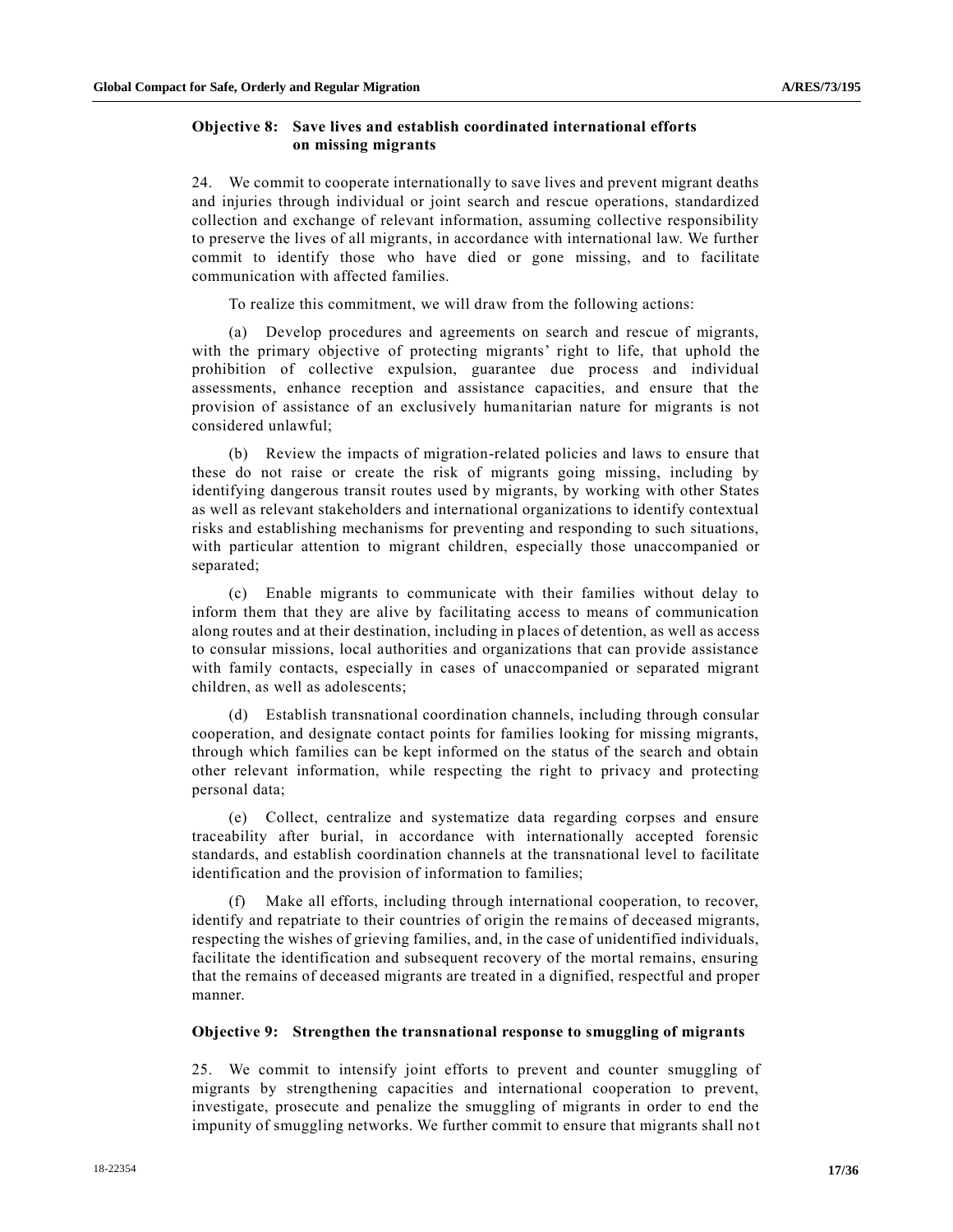### Objective 8: Save lives and establish coordinated international efforts on missing migrants

24. We commit to cooperate internationally to save lives and prevent migrant deaths and injuries through individual or joint search and rescue operations, standardized collection and exchange of relevant information, assuming collective responsibility to preserve the lives of all migrants, in accordance with international law. We further commit to identify those who have died or gone missing, and to facilitate communication with affected families.

To realize this commitment, we will draw from the following actions:

(a) Develop procedures and agreements on search and rescue of migrants, with the primary objective of protecting migrants' right to life, that uphold the prohibition of collective expulsion, guarantee due process and individual assessments, enhance reception and assistance capacities, and ensure that the provision of assistance of an exclusively humanitarian nature for migrants is not considered unlawful;

(b) Review the impacts of migration-related policies and laws to ensure that these do not raise or create the risk of migrants going missing, including by identifying dangerous transit routes used by migrants, by working with other States as well as relevant stakeholders and international organizations to identify contextual risks and establishing mechanisms for preventing and responding to such situations, with particular attention to migrant children, especially those unaccompanied or separated;

(c) Enable migrants to communicate with their families without delay to inform them that they are alive by facilitating access to means of communication along routes and at their destination, including in places of detention, as well as access to consular missions, local authorities and organizations that can provide assistance with family contacts, especially in cases of unaccompanied or separated migrant children, as well as adolescents;

(d) Establish transnational coordination channels, including through consular cooperation, and designate contact points for families looking for missing migrants, through which families can be kept informed on the status of the search and obtain other relevant information, while respecting the right to privacy and protecting personal data;

(e) Collect, centralize and systematize data regarding corpses and ensure traceability after burial, in accordance with internationally accepted forensic standards, and establish coordination channels at the transnational level to facilitate identification and the provision of information to families;

(f) Make all efforts, including through international cooperation, to recover, identify and repatriate to their countries of origin the remains of deceased migrants, respecting the wishes of grieving families, and, in the case of unidentified individuals, facilitate the identification and subsequent recovery of the mortal remains, ensuring that the remains of deceased migrants are treated in a dignified, respectful and proper manner.

### Objective 9: Strengthen the transnational response to smuggling of migrants

25. We commit to intensify joint efforts to prevent and counter smuggling of migrants by strengthening capacities and international cooperation to prevent, investigate, prosecute and penalize the smuggling of migrants in order to end the impunity of smuggling networks. We further commit to ensure that migrants shall not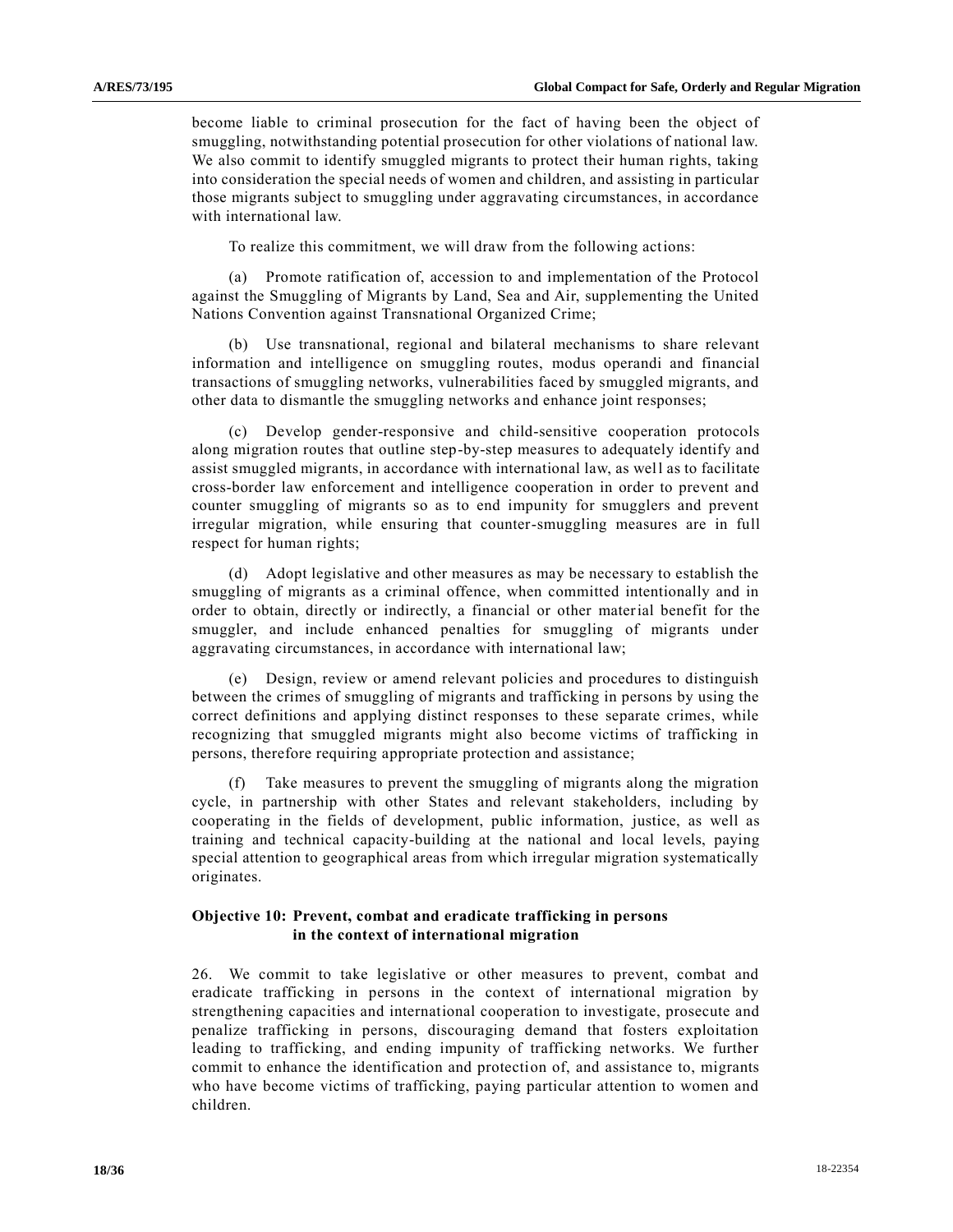become liable to criminal prosecution for the fact of having been the object of smuggling, notwithstanding potential prosecution for other violations of national law. We also commit to identify smuggled migrants to protect their human rights, taking into consideration the special needs of women and children, and assisting in particular those migrants subject to smuggling under aggravating circumstances, in accordance with international law.

To realize this commitment, we will draw from the following actions:

(a) Promote ratification of, accession to and implementation of the Protocol against the Smuggling of Migrants by Land, Sea and Air, supplementing the United Nations Convention against Transnational Organized Crime;

(b) Use transnational, regional and bilateral mechanisms to share relevant information and intelligence on smuggling routes, modus operandi and financial transactions of smuggling networks, vulnerabilities faced by smuggled migrants, and other data to dismantle the smuggling networks and enhance joint responses;

(c) Develop gender-responsive and child-sensitive cooperation protocols along migration routes that outline step-by-step measures to adequately identify and assist smuggled migrants, in accordance with international law, as well as to facilitate cross-border law enforcement and intelligence cooperation in order to prevent and counter smuggling of migrants so as to end impunity for smugglers and prevent irregular migration, while ensuring that counter-smuggling measures are in full respect for human rights;

(d) Adopt legislative and other measures as may be necessary to establish the smuggling of migrants as a criminal offence, when committed intentionally and in order to obtain, directly or indirectly, a financial or other material benefit for the smuggler, and include enhanced penalties for smuggling of migrants under aggravating circumstances, in accordance with international law;

(e) Design, review or amend relevant policies and procedures to distinguish between the crimes of smuggling of migrants and trafficking in persons by using the correct definitions and applying distinct responses to these separate crimes, while recognizing that smuggled migrants might also become victims of trafficking in persons, therefore requiring appropriate protection and assistance;

(f) Take measures to prevent the smuggling of migrants along the migration cycle, in partnership with other States and relevant stakeholders, including by cooperating in the fields of development, public information, justice, as well as training and technical capacity-building at the national and local levels, paying special attention to geographical areas from which irregular migration systematically originates.

### Objective 10: Prevent, combat and eradicate trafficking in persons in the context of international migration

26. We commit to take legislative or other measures to prevent, combat and eradicate trafficking in persons in the context of international migration by strengthening capacities and international cooperation to investigate, prosecute and penalize trafficking in persons, discouraging demand that fosters exploitation leading to trafficking, and ending impunity of trafficking networks. We further commit to enhance the identification and protection of, and assistance to, migrants who have become victims of trafficking, paying particular attention to women and children.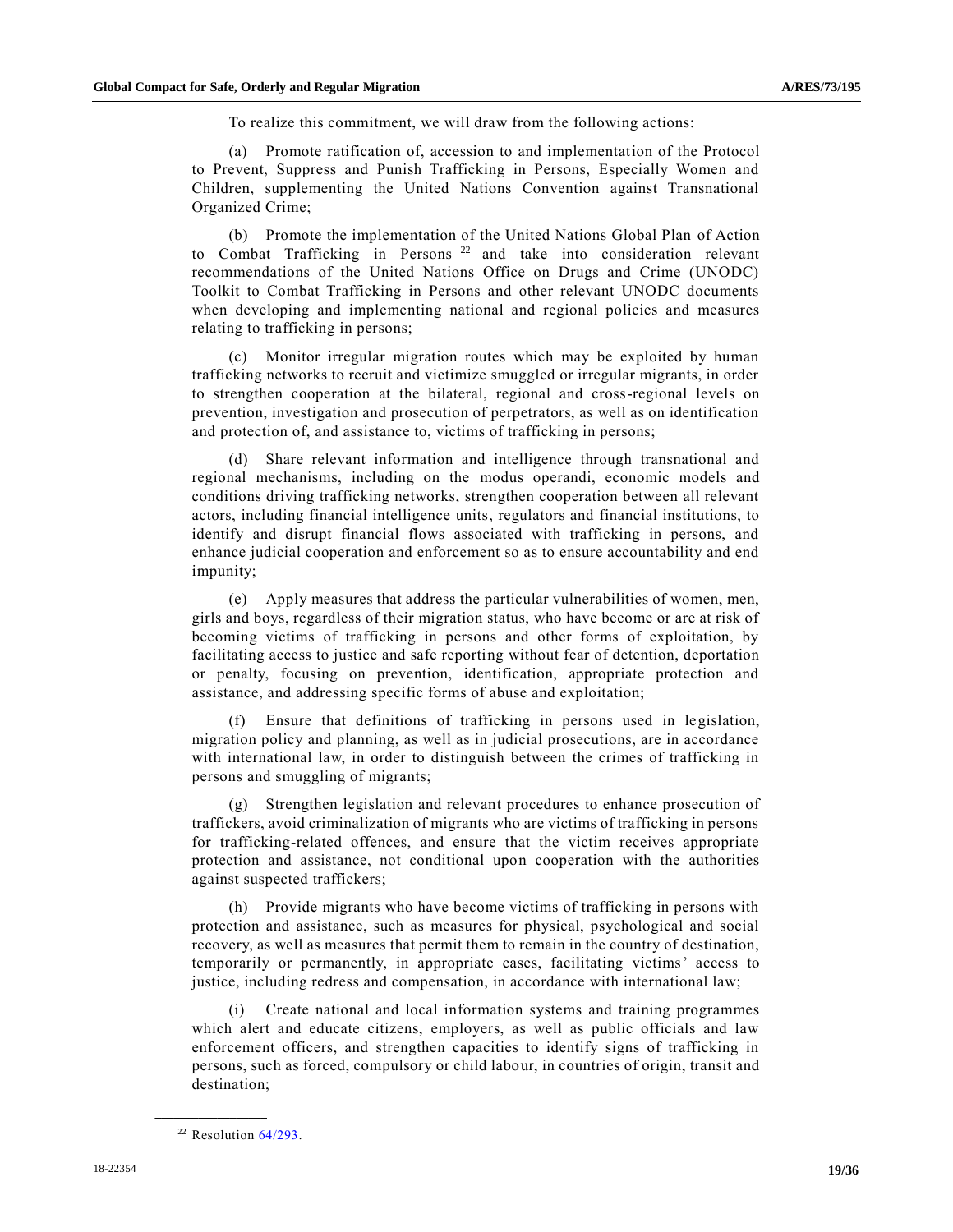To realize this commitment, we will draw from the following actions:

(a) Promote ratification of, accession to and implementation of the Protocol to Prevent, Suppress and Punish Trafficking in Persons, Especially Women and Children, supplementing the United Nations Convention against Transnational Organized Crime;

(b) Promote the implementation of the United Nations Global Plan of Action to Combat Trafficking in Persons [22] and take into consideration relevant recommendations of the United Nations Office on Drugs and Crime (UNODC) Toolkit to Combat Trafficking in Persons and other relevant UNODC documents when developing and implementing national and regional policies and measures relating to trafficking in persons;

(c) Monitor irregular migration routes which may be exploited by human trafficking networks to recruit and victimize smuggled or irregular migrants, in order to strengthen cooperation at the bilateral, regional and cross-regional levels on prevention, investigation and prosecution of perpetrators, as well as on identification and protection of, and assistance to, victims of trafficking in persons;

(d) Share relevant information and intelligence through transnational and regional mechanisms, including on the modus operandi, economic models and conditions driving trafficking networks, strengthen cooperation between all relevant actors, including financial intelligence units, regulators and financial institutions, to identify and disrupt financial flows associated with trafficking in persons, and enhance judicial cooperation and enforcement so as to ensure accountability and end impunity;

(e) Apply measures that address the particular vulnerabilities of women, men, girls and boys, regardless of their migration status, who have become or are at risk of becoming victims of trafficking in persons and other forms of exploitation, by facilitating access to justice and safe reporting without fear of detention, deportation or penalty, focusing on prevention, identification, appropriate protection and assistance, and addressing specific forms of abuse and exploitation;

(f) Ensure that definitions of trafficking in persons used in legislation, migration policy and planning, as well as in judicial prosecutions, are in accordance with international law, in order to distinguish between the crimes of trafficking in persons and smuggling of migrants;

(g) Strengthen legislation and relevant procedures to enhance prosecution of traffickers, avoid criminalization of migrants who are victims of trafficking in persons for trafficking-related offences, and ensure that the victim receives appropriate protection and assistance, not conditional upon cooperation with the authorities against suspected traffickers;

(h) Provide migrants who have become victims of trafficking in persons with protection and assistance, such as measures for physical, psychological and social recovery, as well as measures that permit them to remain in the country of destination, temporarily or permanently, in appropriate cases, facilitating victims' access to justice, including redress and compensation, in accordance with international law;

(i) Create national and local information systems and training programmes which alert and educate citizens, employers, as well as public officials and law enforcement officers, and strengthen capacities to identify signs of trafficking in persons, such as forced, compulsory or child labour, in countries of origin, transit and destination;

---

[22] Resolution 64/293.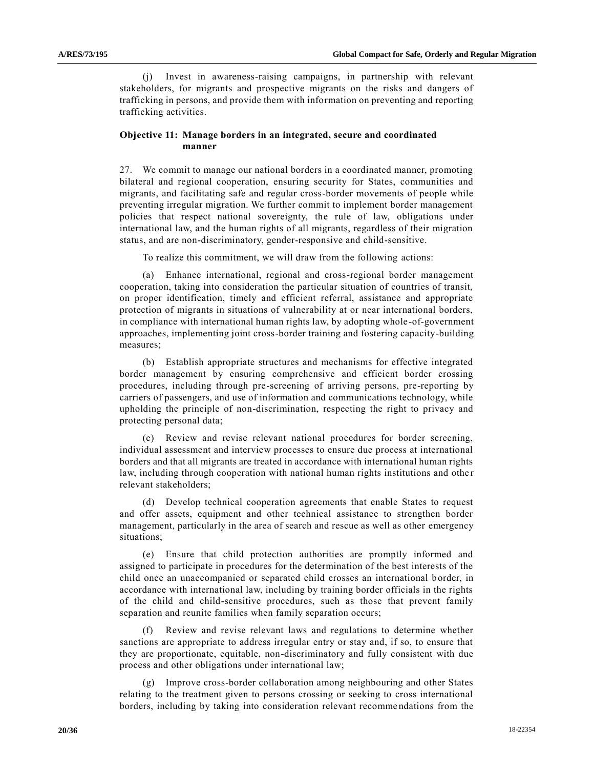(j) Invest in awareness-raising campaigns, in partnership with relevant stakeholders, for migrants and prospective migrants on the risks and dangers of trafficking in persons, and provide them with information on preventing and reporting trafficking activities.

### Objective 11: Manage borders in an integrated, secure and coordinated manner

27. We commit to manage our national borders in a coordinated manner, promoting bilateral and regional cooperation, ensuring security for States, communities and migrants, and facilitating safe and regular cross-border movements of people while preventing irregular migration. We further commit to implement border management policies that respect national sovereignty, the rule of law, obligations under international law, and the human rights of all migrants, regardless of their migration status, and are non-discriminatory, gender-responsive and child-sensitive.

To realize this commitment, we will draw from the following actions:

(a) Enhance international, regional and cross-regional border management cooperation, taking into consideration the particular situation of countries of transit, on proper identification, timely and efficient referral, assistance and appropriate protection of migrants in situations of vulnerability at or near international borders, in compliance with international human rights law, by adopting whole-of-government approaches, implementing joint cross-border training and fostering capacity-building measures;

(b) Establish appropriate structures and mechanisms for effective integrated border management by ensuring comprehensive and efficient border crossing procedures, including through pre-screening of arriving persons, pre-reporting by carriers of passengers, and use of information and communications technology, while upholding the principle of non-discrimination, respecting the right to privacy and protecting personal data;

(c) Review and revise relevant national procedures for border screening, individual assessment and interview processes to ensure due process at international borders and that all migrants are treated in accordance with international human rights law, including through cooperation with national human rights institutions and other relevant stakeholders;

(d) Develop technical cooperation agreements that enable States to request and offer assets, equipment and other technical assistance to strengthen border management, particularly in the area of search and rescue as well as other emergency situations;

(e) Ensure that child protection authorities are promptly informed and assigned to participate in procedures for the determination of the best interests of the child once an unaccompanied or separated child crosses an international border, in accordance with international law, including by training border officials in the rights of the child and child-sensitive procedures, such as those that prevent family separation and reunite families when family separation occurs;

(f) Review and revise relevant laws and regulations to determine whether sanctions are appropriate to address irregular entry or stay and, if so, to ensure that they are proportionate, equitable, non-discriminatory and fully consistent with due process and other obligations under international law;

(g) Improve cross-border collaboration among neighbouring and other States relating to the treatment given to persons crossing or seeking to cross international borders, including by taking into consideration relevant recommendations from the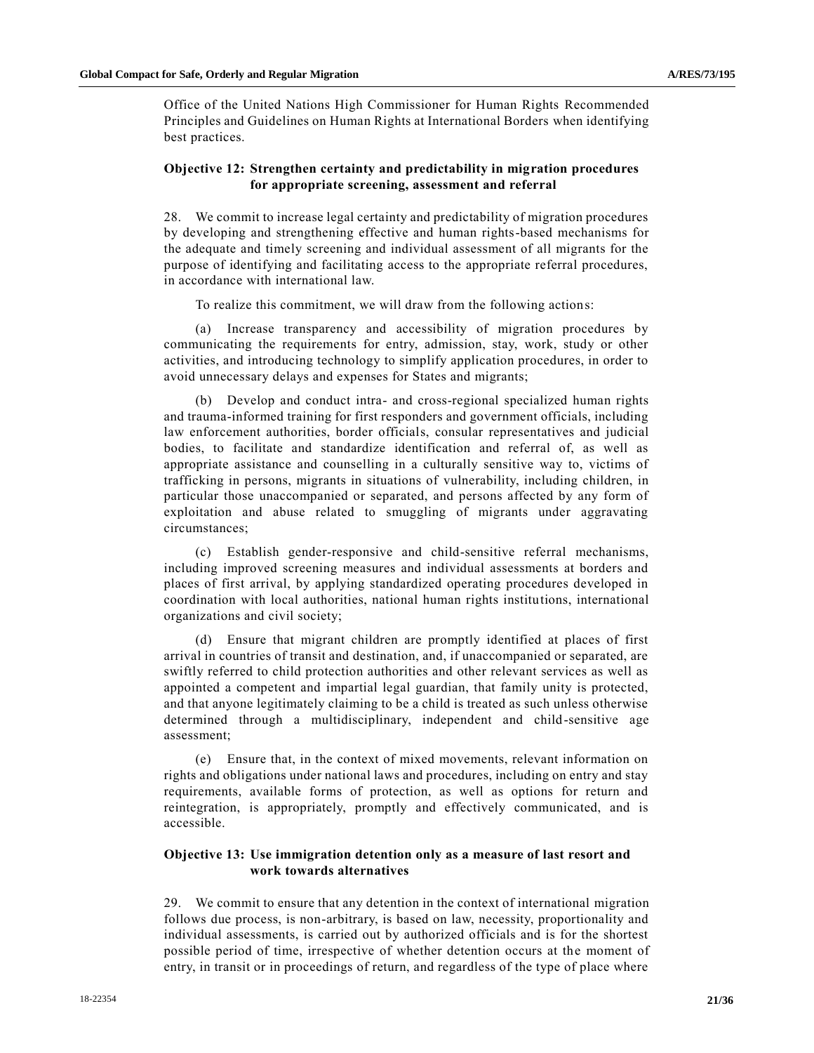Office of the United Nations High Commissioner for Human Rights Recommended Principles and Guidelines on Human Rights at International Borders when identifying best practices.

### Objective 12: Strengthen certainty and predictability in migration procedures for appropriate screening, assessment and referral

28. We commit to increase legal certainty and predictability of migration procedures by developing and strengthening effective and human rights-based mechanisms for the adequate and timely screening and individual assessment of all migrants for the purpose of identifying and facilitating access to the appropriate referral procedures, in accordance with international law.

To realize this commitment, we will draw from the following actions:

(a) Increase transparency and accessibility of migration procedures by communicating the requirements for entry, admission, stay, work, study or other activities, and introducing technology to simplify application procedures, in order to avoid unnecessary delays and expenses for States and migrants;

(b) Develop and conduct intra- and cross-regional specialized human rights and trauma-informed training for first responders and government officials, including law enforcement authorities, border officials, consular representatives and judicial bodies, to facilitate and standardize identification and referral of, as well as appropriate assistance and counselling in a culturally sensitive way to, victims of trafficking in persons, migrants in situations of vulnerability, including children, in particular those unaccompanied or separated, and persons affected by any form of exploitation and abuse related to smuggling of migrants under aggravating circumstances;

(c) Establish gender-responsive and child-sensitive referral mechanisms, including improved screening measures and individual assessments at borders and places of first arrival, by applying standardized operating procedures developed in coordination with local authorities, national human rights institutions, international organizations and civil society;

(d) Ensure that migrant children are promptly identified at places of first arrival in countries of transit and destination, and, if unaccompanied or separated, are swiftly referred to child protection authorities and other relevant services as well as appointed a competent and impartial legal guardian, that family unity is protected, and that anyone legitimately claiming to be a child is treated as such unless otherwise determined through a multidisciplinary, independent and child-sensitive age assessment;

(e) Ensure that, in the context of mixed movements, relevant information on rights and obligations under national laws and procedures, including on entry and stay requirements, available forms of protection, as well as options for return and reintegration, is appropriately, promptly and effectively communicated, and is accessible.

### Objective 13: Use immigration detention only as a measure of last resort and work towards alternatives

29. We commit to ensure that any detention in the context of international migration follows due process, is non-arbitrary, is based on law, necessity, proportionality and individual assessments, is carried out by authorized officials and is for the shortest possible period of time, irrespective of whether detention occurs at the moment of entry, in transit or in proceedings of return, and regardless of the type of place where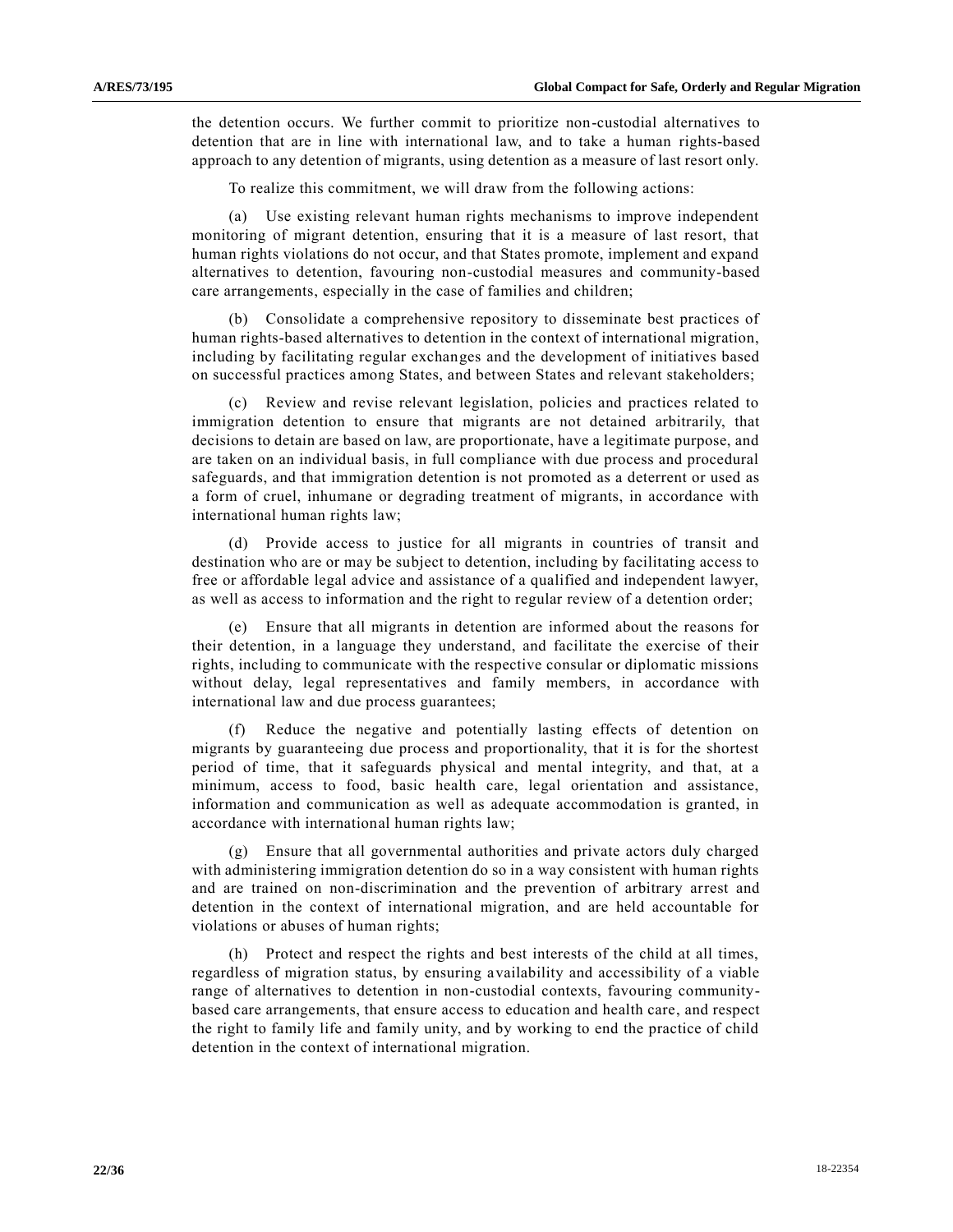the detention occurs. We further commit to prioritize non-custodial alternatives to detention that are in line with international law, and to take a human rights-based approach to any detention of migrants, using detention as a measure of last resort only.

To realize this commitment, we will draw from the following actions:

(a) Use existing relevant human rights mechanisms to improve independent monitoring of migrant detention, ensuring that it is a measure of last resort, that human rights violations do not occur, and that States promote, implement and expand alternatives to detention, favouring non-custodial measures and community-based care arrangements, especially in the case of families and children;

(b) Consolidate a comprehensive repository to disseminate best practices of human rights-based alternatives to detention in the context of international migration, including by facilitating regular exchanges and the development of initiatives based on successful practices among States, and between States and relevant stakeholders;

(c) Review and revise relevant legislation, policies and practices related to immigration detention to ensure that migrants are not detained arbitrarily, that decisions to detain are based on law, are proportionate, have a legitimate purpose, and are taken on an individual basis, in full compliance with due process and procedural safeguards, and that immigration detention is not promoted as a deterrent or used as a form of cruel, inhumane or degrading treatment of migrants, in accordance with international human rights law;

(d) Provide access to justice for all migrants in countries of transit and destination who are or may be subject to detention, including by facilitating access to free or affordable legal advice and assistance of a qualified and independent lawyer, as well as access to information and the right to regular review of a detention order;

(e) Ensure that all migrants in detention are informed about the reasons for their detention, in a language they understand, and facilitate the exercise of their rights, including to communicate with the respective consular or diplomatic missions without delay, legal representatives and family members, in accordance with international law and due process guarantees;

(f) Reduce the negative and potentially lasting effects of detention on migrants by guaranteeing due process and proportionality, that it is for the shortest period of time, that it safeguards physical and mental integrity, and that, at a minimum, access to food, basic health care, legal orientation and assistance, information and communication as well as adequate accommodation is granted, in accordance with international human rights law;

(g) Ensure that all governmental authorities and private actors duly charged with administering immigration detention do so in a way consistent with human rights and are trained on non-discrimination and the prevention of arbitrary arrest and detention in the context of international migration, and are held accountable for violations or abuses of human rights;

(h) Protect and respect the rights and best interests of the child at all times, regardless of migration status, by ensuring availability and accessibility of a viable range of alternatives to detention in non-custodial contexts, favouring community-based care arrangements, that ensure access to education and health care, and respect the right to family life and family unity, and by working to end the practice of child detention in the context of international migration.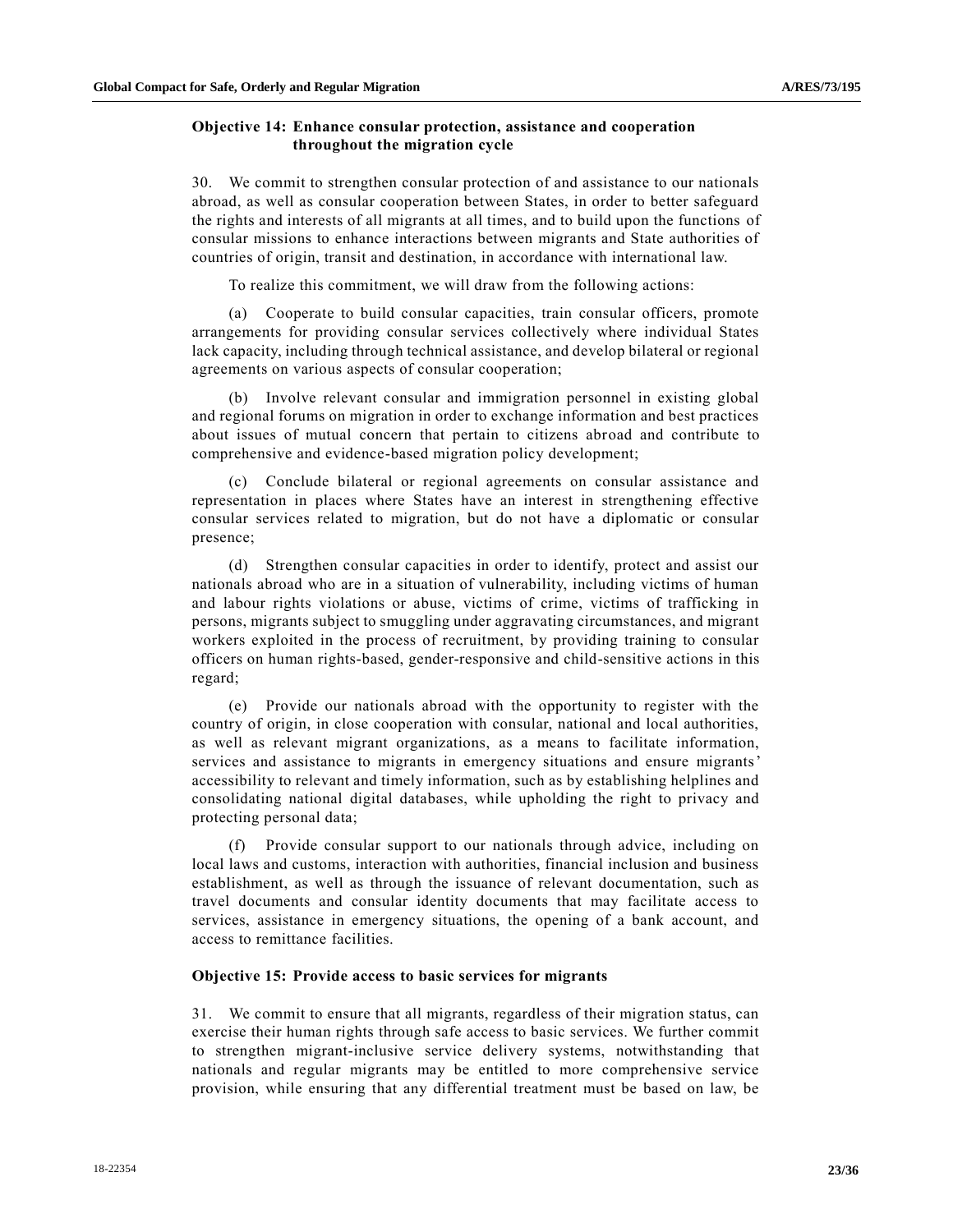### Objective 14: Enhance consular protection, assistance and cooperation throughout the migration cycle

30. We commit to strengthen consular protection of and assistance to our nationals abroad, as well as consular cooperation between States, in order to better safeguard the rights and interests of all migrants at all times, and to build upon the functions of consular missions to enhance interactions between migrants and State authorities of countries of origin, transit and destination, in accordance with international law.

To realize this commitment, we will draw from the following actions:

(a) Cooperate to build consular capacities, train consular officers, promote arrangements for providing consular services collectively where individual States lack capacity, including through technical assistance, and develop bilateral or regional agreements on various aspects of consular cooperation;

(b) Involve relevant consular and immigration personnel in existing global and regional forums on migration in order to exchange information and best practices about issues of mutual concern that pertain to citizens abroad and contribute to comprehensive and evidence-based migration policy development;

(c) Conclude bilateral or regional agreements on consular assistance and representation in places where States have an interest in strengthening effective consular services related to migration, but do not have a diplomatic or consular presence;

(d) Strengthen consular capacities in order to identify, protect and assist our nationals abroad who are in a situation of vulnerability, including victims of human and labour rights violations or abuse, victims of crime, victims of trafficking in persons, migrants subject to smuggling under aggravating circumstances, and migrant workers exploited in the process of recruitment, by providing training to consular officers on human rights-based, gender-responsive and child-sensitive actions in this regard;

(e) Provide our nationals abroad with the opportunity to register with the country of origin, in close cooperation with consular, national and local authorities, as well as relevant migrant organizations, as a means to facilitate information, services and assistance to migrants in emergency situations and ensure migrants' accessibility to relevant and timely information, such as by establishing helplines and consolidating national digital databases, while upholding the right to privacy and protecting personal data;

(f) Provide consular support to our nationals through advice, including on local laws and customs, interaction with authorities, financial inclusion and business establishment, as well as through the issuance of relevant documentation, such as travel documents and consular identity documents that may facilitate access to services, assistance in emergency situations, the opening of a bank account, and access to remittance facilities.

### Objective 15: Provide access to basic services for migrants

31. We commit to ensure that all migrants, regardless of their migration status, can exercise their human rights through safe access to basic services. We further commit to strengthen migrant-inclusive service delivery systems, notwithstanding that nationals and regular migrants may be entitled to more comprehensive service provision, while ensuring that any differential treatment must be based on law, be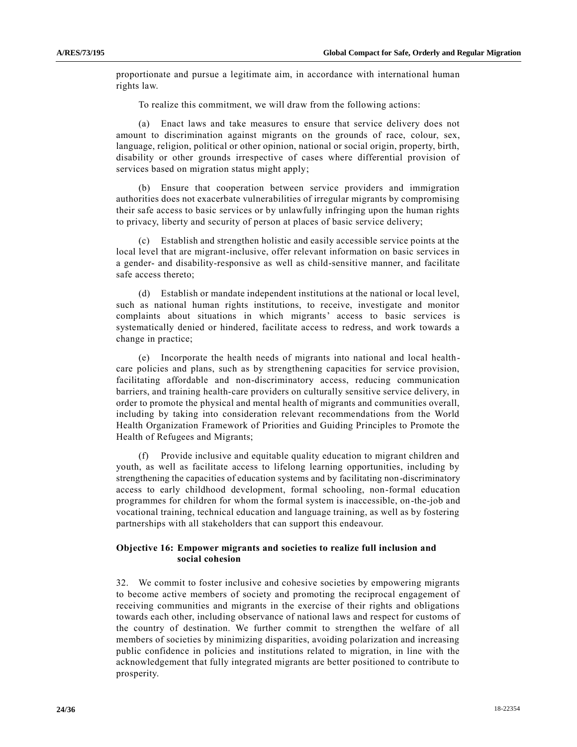proportionate and pursue a legitimate aim, in accordance with international human rights law.

To realize this commitment, we will draw from the following actions:

(a) Enact laws and take measures to ensure that service delivery does not amount to discrimination against migrants on the grounds of race, colour, sex, language, religion, political or other opinion, national or social origin, property, birth, disability or other grounds irrespective of cases where differential provision of services based on migration status might apply;

(b) Ensure that cooperation between service providers and immigration authorities does not exacerbate vulnerabilities of irregular migrants by compromising their safe access to basic services or by unlawfully infringing upon the human rights to privacy, liberty and security of person at places of basic service delivery;

(c) Establish and strengthen holistic and easily accessible service points at the local level that are migrant-inclusive, offer relevant information on basic services in a gender- and disability-responsive as well as child-sensitive manner, and facilitate safe access thereto;

(d) Establish or mandate independent institutions at the national or local level, such as national human rights institutions, to receive, investigate and monitor complaints about situations in which migrants' access to basic services is systematically denied or hindered, facilitate access to redress, and work towards a change in practice;

(e) Incorporate the health needs of migrants into national and local health-care policies and plans, such as by strengthening capacities for service provision, facilitating affordable and non-discriminatory access, reducing communication barriers, and training health-care providers on culturally sensitive service delivery, in order to promote the physical and mental health of migrants and communities overall, including by taking into consideration relevant recommendations from the World Health Organization Framework of Priorities and Guiding Principles to Promote the Health of Refugees and Migrants;

(f) Provide inclusive and equitable quality education to migrant children and youth, as well as facilitate access to lifelong learning opportunities, including by strengthening the capacities of education systems and by facilitating non-discriminatory access to early childhood development, formal schooling, non-formal education programmes for children for whom the formal system is inaccessible, on-the-job and vocational training, technical education and language training, as well as by fostering partnerships with all stakeholders that can support this endeavour.

### Objective 16: Empower migrants and societies to realize full inclusion and social cohesion

32. We commit to foster inclusive and cohesive societies by empowering migrants to become active members of society and promoting the reciprocal engagement of receiving communities and migrants in the exercise of their rights and obligations towards each other, including observance of national laws and respect for customs of the country of destination. We further commit to strengthen the welfare of all members of societies by minimizing disparities, avoiding polarization and increasing public confidence in policies and institutions related to migration, in line with the acknowledgement that fully integrated migrants are better positioned to contribute to prosperity.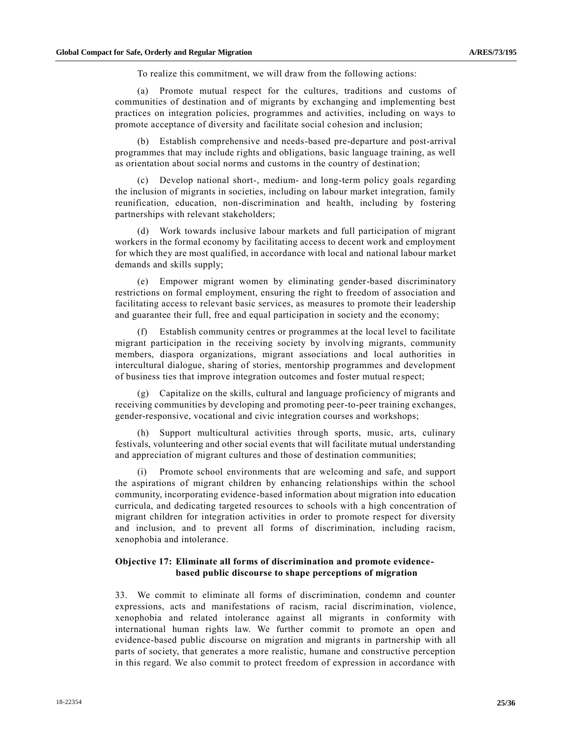To realize this commitment, we will draw from the following actions:

(a) Promote mutual respect for the cultures, traditions and customs of communities of destination and of migrants by exchanging and implementing best practices on integration policies, programmes and activities, including on ways to promote acceptance of diversity and facilitate social cohesion and inclusion;

(b) Establish comprehensive and needs-based pre-departure and post-arrival programmes that may include rights and obligations, basic language training, as well as orientation about social norms and customs in the country of destination;

(c) Develop national short-, medium- and long-term policy goals regarding the inclusion of migrants in societies, including on labour market integration, family reunification, education, non-discrimination and health, including by fostering partnerships with relevant stakeholders;

(d) Work towards inclusive labour markets and full participation of migrant workers in the formal economy by facilitating access to decent work and employment for which they are most qualified, in accordance with local and national labour market demands and skills supply;

(e) Empower migrant women by eliminating gender-based discriminatory restrictions on formal employment, ensuring the right to freedom of association and facilitating access to relevant basic services, as measures to promote their leadership and guarantee their full, free and equal participation in society and the economy;

(f) Establish community centres or programmes at the local level to facilitate migrant participation in the receiving society by involving migrants, community members, diaspora organizations, migrant associations and local authorities in intercultural dialogue, sharing of stories, mentorship programmes and development of business ties that improve integration outcomes and foster mutual respect;

(g) Capitalize on the skills, cultural and language proficiency of migrants and receiving communities by developing and promoting peer-to-peer training exchanges, gender-responsive, vocational and civic integration courses and workshops;

(h) Support multicultural activities through sports, music, arts, culinary festivals, volunteering and other social events that will facilitate mutual understanding and appreciation of migrant cultures and those of destination communities;

(i) Promote school environments that are welcoming and safe, and support the aspirations of migrant children by enhancing relationships within the school community, incorporating evidence-based information about migration into education curricula, and dedicating targeted resources to schools with a high concentration of migrant children for integration activities in order to promote respect for diversity and inclusion, and to prevent all forms of discrimination, including racism, xenophobia and intolerance.

### Objective 17: Eliminate all forms of discrimination and promote evidence-based public discourse to shape perceptions of migration

33. We commit to eliminate all forms of discrimination, condemn and counter expressions, acts and manifestations of racism, racial discrimination, violence, xenophobia and related intolerance against all migrants in conformity with international human rights law. We further commit to promote an open and evidence-based public discourse on migration and migrants in partnership with all parts of society, that generates a more realistic, humane and constructive perception in this regard. We also commit to protect freedom of expression in accordance with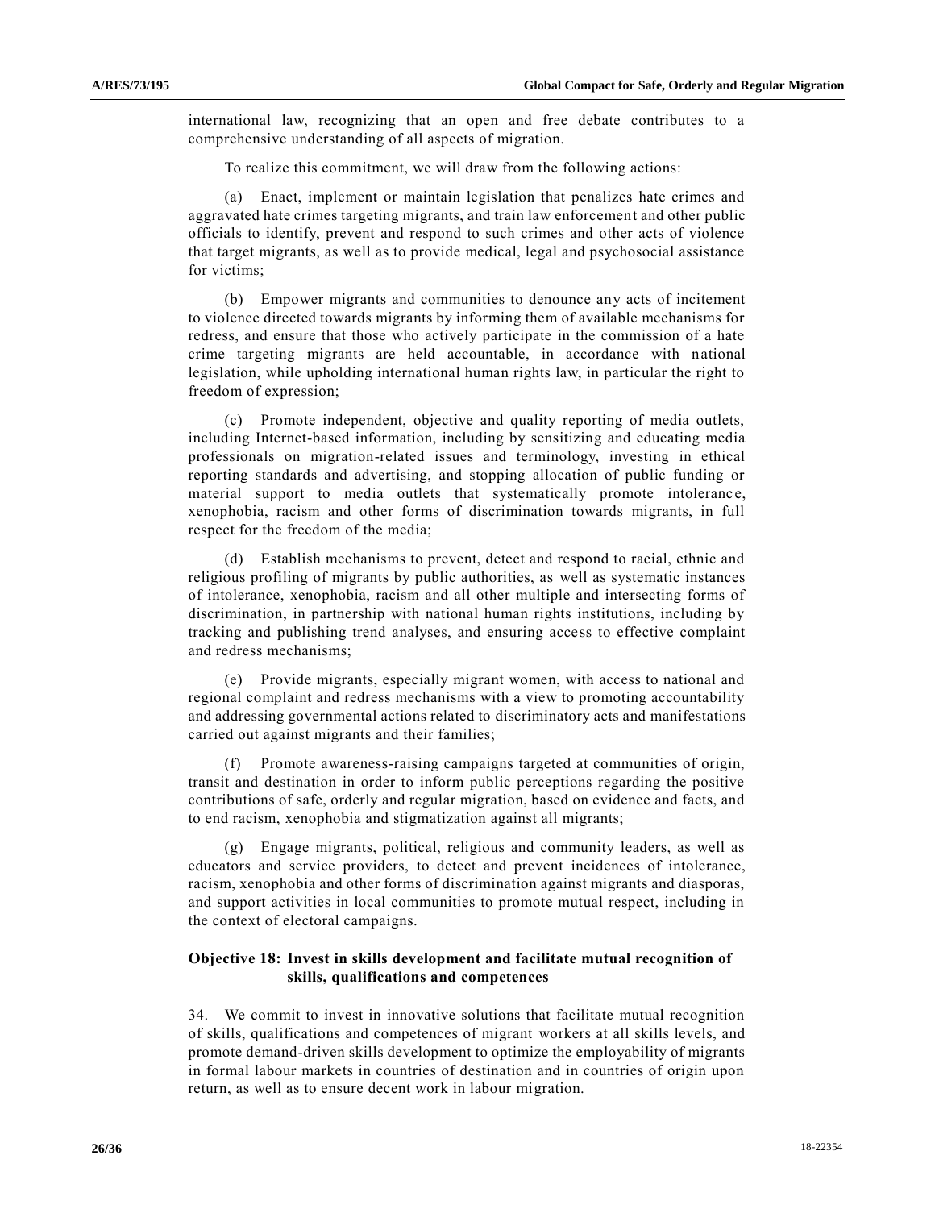international law, recognizing that an open and free debate contributes to a comprehensive understanding of all aspects of migration.

To realize this commitment, we will draw from the following actions:

(a) Enact, implement or maintain legislation that penalizes hate crimes and aggravated hate crimes targeting migrants, and train law enforcement and other public officials to identify, prevent and respond to such crimes and other acts of violence that target migrants, as well as to provide medical, legal and psychosocial assistance for victims;

(b) Empower migrants and communities to denounce any acts of incitement to violence directed towards migrants by informing them of available mechanisms for redress, and ensure that those who actively participate in the commission of a hate crime targeting migrants are held accountable, in accordance with national legislation, while upholding international human rights law, in particular the right to freedom of expression;

(c) Promote independent, objective and quality reporting of media outlets, including Internet-based information, including by sensitizing and educating media professionals on migration-related issues and terminology, investing in ethical reporting standards and advertising, and stopping allocation of public funding or material support to media outlets that systematically promote intolerance, xenophobia, racism and other forms of discrimination towards migrants, in full respect for the freedom of the media;

(d) Establish mechanisms to prevent, detect and respond to racial, ethnic and religious profiling of migrants by public authorities, as well as systematic instances of intolerance, xenophobia, racism and all other multiple and intersecting forms of discrimination, in partnership with national human rights institutions, including by tracking and publishing trend analyses, and ensuring access to effective complaint and redress mechanisms;

(e) Provide migrants, especially migrant women, with access to national and regional complaint and redress mechanisms with a view to promoting accountability and addressing governmental actions related to discriminatory acts and manifestations carried out against migrants and their families;

(f) Promote awareness-raising campaigns targeted at communities of origin, transit and destination in order to inform public perceptions regarding the positive contributions of safe, orderly and regular migration, based on evidence and facts, and to end racism, xenophobia and stigmatization against all migrants;

(g) Engage migrants, political, religious and community leaders, as well as educators and service providers, to detect and prevent incidences of intolerance, racism, xenophobia and other forms of discrimination against migrants and diasporas, and support activities in local communities to promote mutual respect, including in the context of electoral campaigns.

### Objective 18: Invest in skills development and facilitate mutual recognition of skills, qualifications and competences

34. We commit to invest in innovative solutions that facilitate mutual recognition of skills, qualifications and competences of migrant workers at all skills levels, and promote demand-driven skills development to optimize the employability of migrants in formal labour markets in countries of destination and in countries of origin upon return, as well as to ensure decent work in labour migration.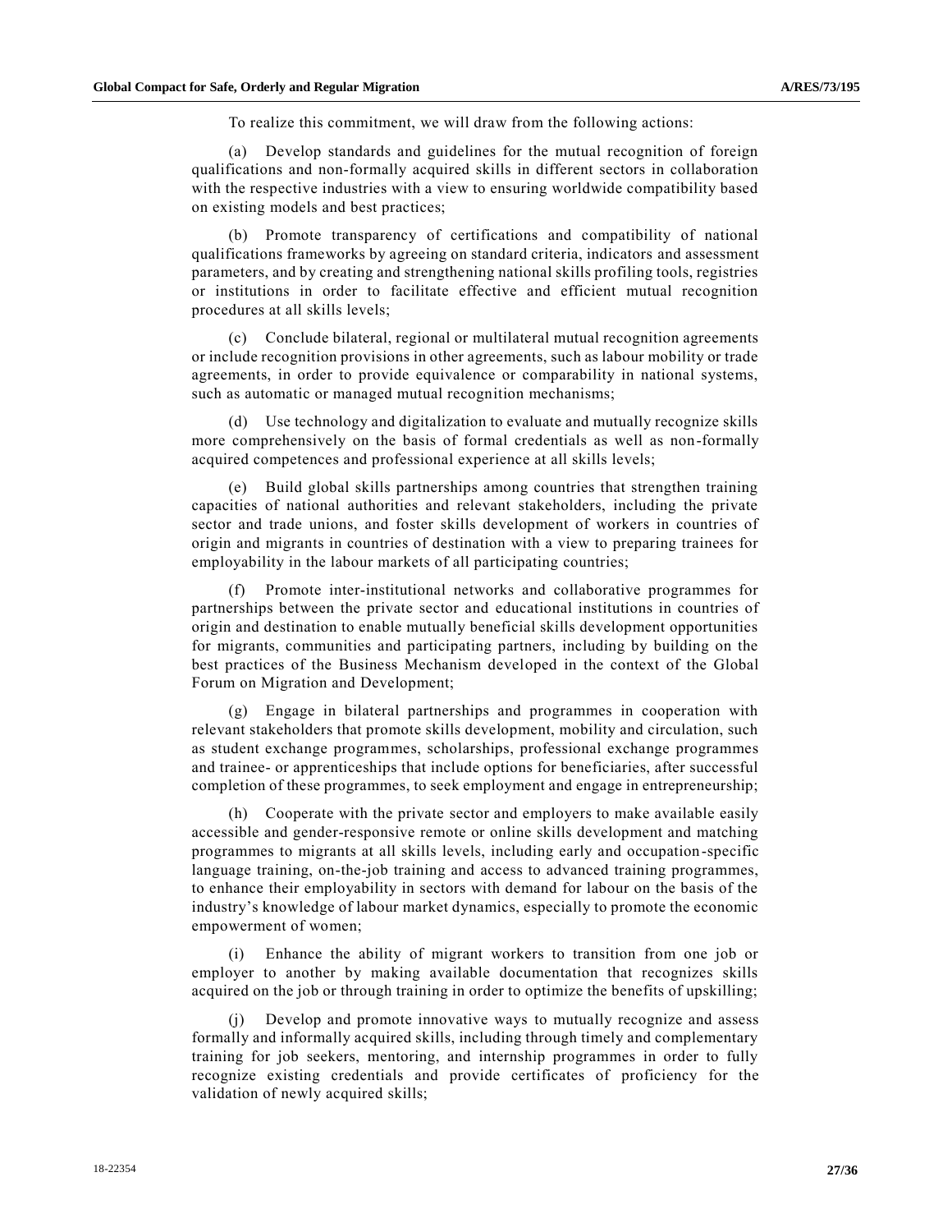To realize this commitment, we will draw from the following actions:

(a) Develop standards and guidelines for the mutual recognition of foreign qualifications and non-formally acquired skills in different sectors in collaboration with the respective industries with a view to ensuring worldwide compatibility based on existing models and best practices;

(b) Promote transparency of certifications and compatibility of national qualifications frameworks by agreeing on standard criteria, indicators and assessment parameters, and by creating and strengthening national skills profiling tools, registries or institutions in order to facilitate effective and efficient mutual recognition procedures at all skills levels;

(c) Conclude bilateral, regional or multilateral mutual recognition agreements or include recognition provisions in other agreements, such as labour mobility or trade agreements, in order to provide equivalence or comparability in national systems, such as automatic or managed mutual recognition mechanisms;

(d) Use technology and digitalization to evaluate and mutually recognize skills more comprehensively on the basis of formal credentials as well as non-formally acquired competences and professional experience at all skills levels;

(e) Build global skills partnerships among countries that strengthen training capacities of national authorities and relevant stakeholders, including the private sector and trade unions, and foster skills development of workers in countries of origin and migrants in countries of destination with a view to preparing trainees for employability in the labour markets of all participating countries;

(f) Promote inter-institutional networks and collaborative programmes for partnerships between the private sector and educational institutions in countries of origin and destination to enable mutually beneficial skills development opportunities for migrants, communities and participating partners, including by building on the best practices of the Business Mechanism developed in the context of the Global Forum on Migration and Development;

(g) Engage in bilateral partnerships and programmes in cooperation with relevant stakeholders that promote skills development, mobility and circulation, such as student exchange programmes, scholarships, professional exchange programmes and trainee- or apprenticeships that include options for beneficiaries, after successful completion of these programmes, to seek employment and engage in entrepreneurship;

(h) Cooperate with the private sector and employers to make available easily accessible and gender-responsive remote or online skills development and matching programmes to migrants at all skills levels, including early and occupation-specific language training, on-the-job training and access to advanced training programmes, to enhance their employability in sectors with demand for labour on the basis of the industry's knowledge of labour market dynamics, especially to promote the economic empowerment of women;

(i) Enhance the ability of migrant workers to transition from one job or employer to another by making available documentation that recognizes skills acquired on the job or through training in order to optimize the benefits of upskilling;

(j) Develop and promote innovative ways to mutually recognize and assess formally and informally acquired skills, including through timely and complementary training for job seekers, mentoring, and internship programmes in order to fully recognize existing credentials and provide certificates of proficiency for the validation of newly acquired skills;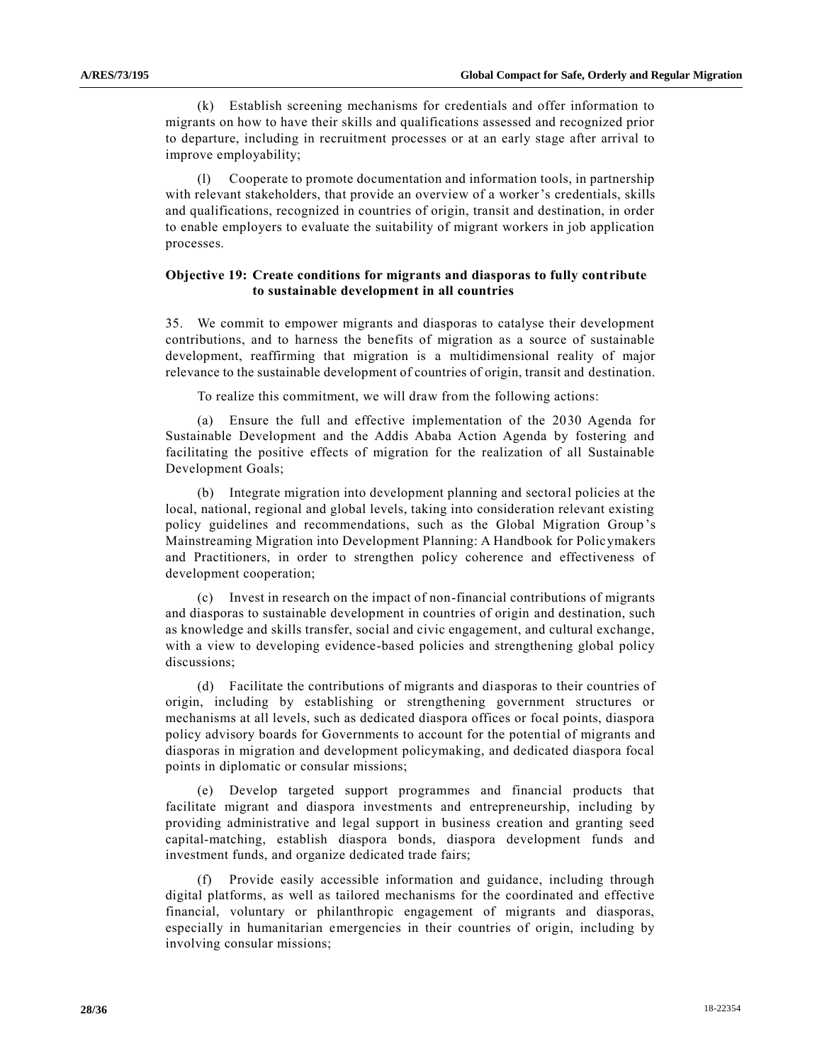(k) Establish screening mechanisms for credentials and offer information to migrants on how to have their skills and qualifications assessed and recognized prior to departure, including in recruitment processes or at an early stage after arrival to improve employability;

(l) Cooperate to promote documentation and information tools, in partnership with relevant stakeholders, that provide an overview of a worker's credentials, skills and qualifications, recognized in countries of origin, transit and destination, in order to enable employers to evaluate the suitability of migrant workers in job application processes.

### Objective 19: Create conditions for migrants and diasporas to fully contribute to sustainable development in all countries

35. We commit to empower migrants and diasporas to catalyse their development contributions, and to harness the benefits of migration as a source of sustainable development, reaffirming that migration is a multidimensional reality of major relevance to the sustainable development of countries of origin, transit and destination.

To realize this commitment, we will draw from the following actions:

(a) Ensure the full and effective implementation of the 2030 Agenda for Sustainable Development and the Addis Ababa Action Agenda by fostering and facilitating the positive effects of migration for the realization of all Sustainable Development Goals;

(b) Integrate migration into development planning and sectoral policies at the local, national, regional and global levels, taking into consideration relevant existing policy guidelines and recommendations, such as the Global Migration Group's Mainstreaming Migration into Development Planning: A Handbook for Policymakers and Practitioners, in order to strengthen policy coherence and effectiveness of development cooperation;

(c) Invest in research on the impact of non-financial contributions of migrants and diasporas to sustainable development in countries of origin and destination, such as knowledge and skills transfer, social and civic engagement, and cultural exchange, with a view to developing evidence-based policies and strengthening global policy discussions;

(d) Facilitate the contributions of migrants and diasporas to their countries of origin, including by establishing or strengthening government structures or mechanisms at all levels, such as dedicated diaspora offices or focal points, diaspora policy advisory boards for Governments to account for the potential of migrants and diasporas in migration and development policymaking, and dedicated diaspora focal points in diplomatic or consular missions;

(e) Develop targeted support programmes and financial products that facilitate migrant and diaspora investments and entrepreneurship, including by providing administrative and legal support in business creation and granting seed capital-matching, establish diaspora bonds, diaspora development funds and investment funds, and organize dedicated trade fairs;

(f) Provide easily accessible information and guidance, including through digital platforms, as well as tailored mechanisms for the coordinated and effective financial, voluntary or philanthropic engagement of migrants and diasporas, especially in humanitarian emergencies in their countries of origin, including by involving consular missions;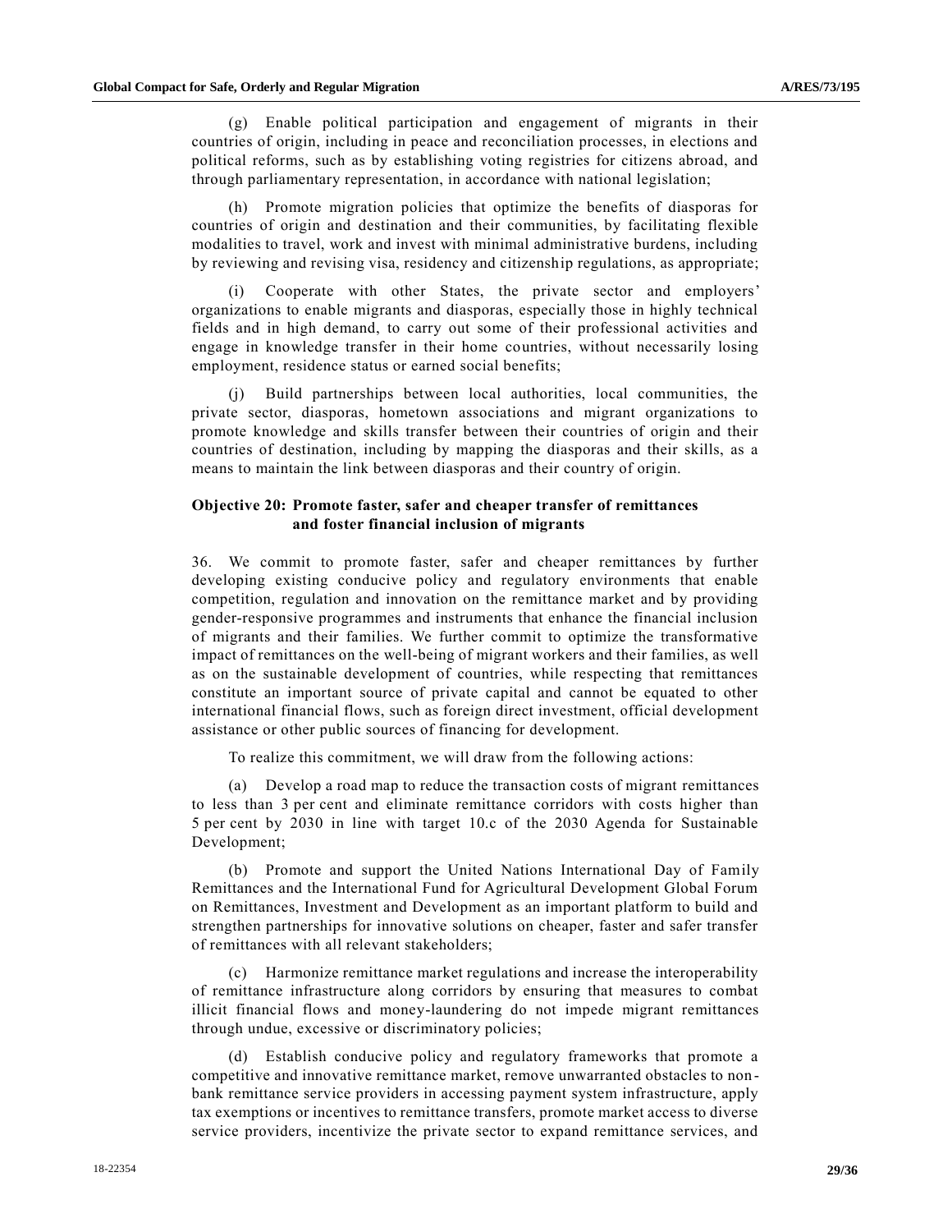(g) Enable political participation and engagement of migrants in their countries of origin, including in peace and reconciliation processes, in elections and political reforms, such as by establishing voting registries for citizens abroad, and through parliamentary representation, in accordance with national legislation;

(h) Promote migration policies that optimize the benefits of diasporas for countries of origin and destination and their communities, by facilitating flexible modalities to travel, work and invest with minimal administrative burdens, including by reviewing and revising visa, residency and citizenship regulations, as appropriate;

(i) Cooperate with other States, the private sector and employers' organizations to enable migrants and diasporas, especially those in highly technical fields and in high demand, to carry out some of their professional activities and engage in knowledge transfer in their home countries, without necessarily losing employment, residence status or earned social benefits;

(j) Build partnerships between local authorities, local communities, the private sector, diasporas, hometown associations and migrant organizations to promote knowledge and skills transfer between their countries of origin and their countries of destination, including by mapping the diasporas and their skills, as a means to maintain the link between diasporas and their country of origin.

### Objective 20: Promote faster, safer and cheaper transfer of remittances and foster financial inclusion of migrants

36. We commit to promote faster, safer and cheaper remittances by further developing existing conducive policy and regulatory environments that enable competition, regulation and innovation on the remittance market and by providing gender-responsive programmes and instruments that enhance the financial inclusion of migrants and their families. We further commit to optimize the transformative impact of remittances on the well-being of migrant workers and their families, as well as on the sustainable development of countries, while respecting that remittances constitute an important source of private capital and cannot be equated to other international financial flows, such as foreign direct investment, official development assistance or other public sources of financing for development.

To realize this commitment, we will draw from the following actions:

(a) Develop a road map to reduce the transaction costs of migrant remittances to less than 3 per cent and eliminate remittance corridors with costs higher than 5 per cent by 2030 in line with target 10.c of the 2030 Agenda for Sustainable Development;

(b) Promote and support the United Nations International Day of Family Remittances and the International Fund for Agricultural Development Global Forum on Remittances, Investment and Development as an important platform to build and strengthen partnerships for innovative solutions on cheaper, faster and safer transfer of remittances with all relevant stakeholders;

(c) Harmonize remittance market regulations and increase the interoperability of remittance infrastructure along corridors by ensuring that measures to combat illicit financial flows and money-laundering do not impede migrant remittances through undue, excessive or discriminatory policies;

(d) Establish conducive policy and regulatory frameworks that promote a competitive and innovative remittance market, remove unwarranted obstacles to non-bank remittance service providers in accessing payment system infrastructure, apply tax exemptions or incentives to remittance transfers, promote market access to diverse service providers, incentivize the private sector to expand remittance services, and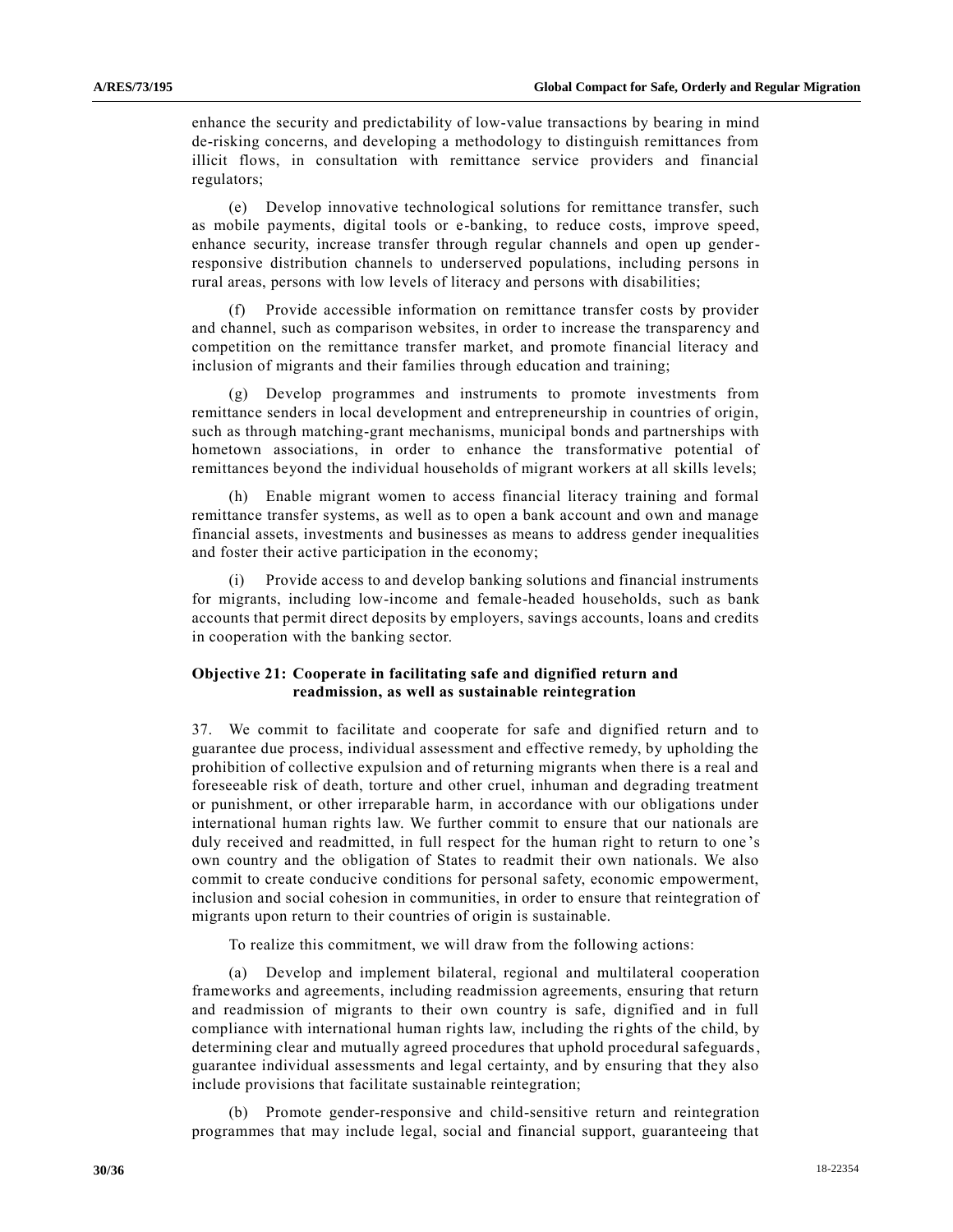enhance the security and predictability of low-value transactions by bearing in mind de-risking concerns, and developing a methodology to distinguish remittances from illicit flows, in consultation with remittance service providers and financial regulators;

(e) Develop innovative technological solutions for remittance transfer, such as mobile payments, digital tools or e-banking, to reduce costs, improve speed, enhance security, increase transfer through regular channels and open up gender-responsive distribution channels to underserved populations, including persons in rural areas, persons with low levels of literacy and persons with disabilities;

(f) Provide accessible information on remittance transfer costs by provider and channel, such as comparison websites, in order to increase the transparency and competition on the remittance transfer market, and promote financial literacy and inclusion of migrants and their families through education and training;

(g) Develop programmes and instruments to promote investments from remittance senders in local development and entrepreneurship in countries of origin, such as through matching-grant mechanisms, municipal bonds and partnerships with hometown associations, in order to enhance the transformative potential of remittances beyond the individual households of migrant workers at all skills levels;

(h) Enable migrant women to access financial literacy training and formal remittance transfer systems, as well as to open a bank account and own and manage financial assets, investments and businesses as means to address gender inequalities and foster their active participation in the economy;

(i) Provide access to and develop banking solutions and financial instruments for migrants, including low-income and female-headed households, such as bank accounts that permit direct deposits by employers, savings accounts, loans and credits in cooperation with the banking sector.

### Objective 21: Cooperate in facilitating safe and dignified return and readmission, as well as sustainable reintegration

37. We commit to facilitate and cooperate for safe and dignified return and to guarantee due process, individual assessment and effective remedy, by upholding the prohibition of collective expulsion and of returning migrants when there is a real and foreseeable risk of death, torture and other cruel, inhuman and degrading treatment or punishment, or other irreparable harm, in accordance with our obligations under international human rights law. We further commit to ensure that our nationals are duly received and readmitted, in full respect for the human right to return to one's own country and the obligation of States to readmit their own nationals. We also commit to create conducive conditions for personal safety, economic empowerment, inclusion and social cohesion in communities, in order to ensure that reintegration of migrants upon return to their countries of origin is sustainable.

To realize this commitment, we will draw from the following actions:

(a) Develop and implement bilateral, regional and multilateral cooperation frameworks and agreements, including readmission agreements, ensuring that return and readmission of migrants to their own country is safe, dignified and in full compliance with international human rights law, including the rights of the child, by determining clear and mutually agreed procedures that uphold procedural safeguards, guarantee individual assessments and legal certainty, and by ensuring that they also include provisions that facilitate sustainable reintegration;

(b) Promote gender-responsive and child-sensitive return and reintegration programmes that may include legal, social and financial support, guaranteeing that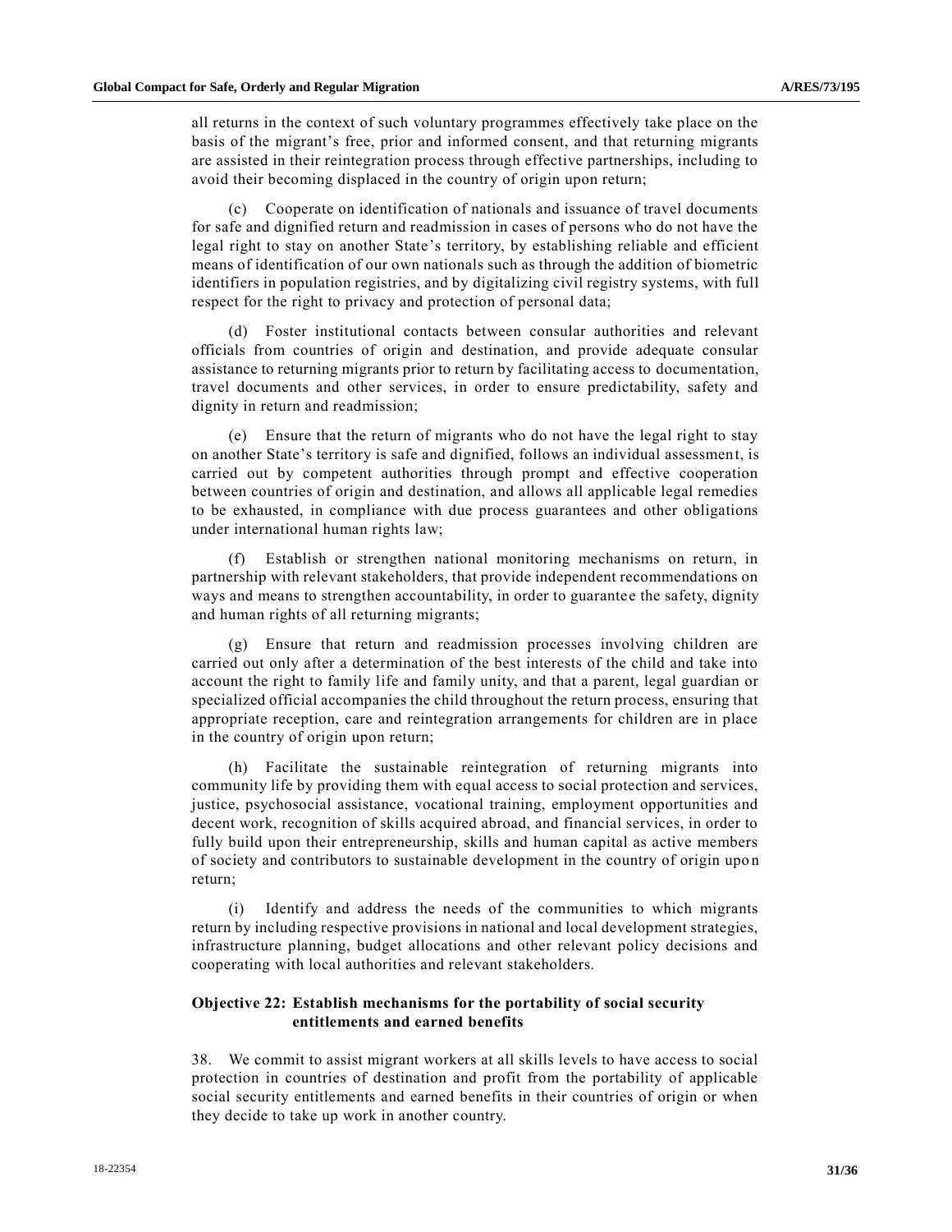all returns in the context of such voluntary programmes effectively take place on the basis of the migrant's free, prior and informed consent, and that returning migrants are assisted in their reintegration process through effective partnerships, including to avoid their becoming displaced in the country of origin upon return;

(c) Cooperate on identification of nationals and issuance of travel documents for safe and dignified return and readmission in cases of persons who do not have the legal right to stay on another State's territory, by establishing reliable and efficient means of identification of our own nationals such as through the addition of biometric identifiers in population registries, and by digitalizing civil registry systems, with full respect for the right to privacy and protection of personal data;

(d) Foster institutional contacts between consular authorities and relevant officials from countries of origin and destination, and provide adequate consular assistance to returning migrants prior to return by facilitating access to documentation, travel documents and other services, in order to ensure predictability, safety and dignity in return and readmission;

(e) Ensure that the return of migrants who do not have the legal right to stay on another State's territory is safe and dignified, follows an individual assessment, is carried out by competent authorities through prompt and effective cooperation between countries of origin and destination, and allows all applicable legal remedies to be exhausted, in compliance with due process guarantees and other obligations under international human rights law;

(f) Establish or strengthen national monitoring mechanisms on return, in partnership with relevant stakeholders, that provide independent recommendations on ways and means to strengthen accountability, in order to guarantee the safety, dignity and human rights of all returning migrants;

(g) Ensure that return and readmission processes involving children are carried out only after a determination of the best interests of the child and take into account the right to family life and family unity, and that a parent, legal guardian or specialized official accompanies the child throughout the return process, ensuring that appropriate reception, care and reintegration arrangements for children are in place in the country of origin upon return;

(h) Facilitate the sustainable reintegration of returning migrants into community life by providing them with equal access to social protection and services, justice, psychosocial assistance, vocational training, employment opportunities and decent work, recognition of skills acquired abroad, and financial services, in order to fully build upon their entrepreneurship, skills and human capital as active members of society and contributors to sustainable development in the country of origin upon return;

(i) Identify and address the needs of the communities to which migrants return by including respective provisions in national and local development strategies, infrastructure planning, budget allocations and other relevant policy decisions and cooperating with local authorities and relevant stakeholders.

### Objective 22: Establish mechanisms for the portability of social security entitlements and earned benefits

38. We commit to assist migrant workers at all skills levels to have access to social protection in countries of destination and profit from the portability of applicable social security entitlements and earned benefits in their countries of origin or when they decide to take up work in another country.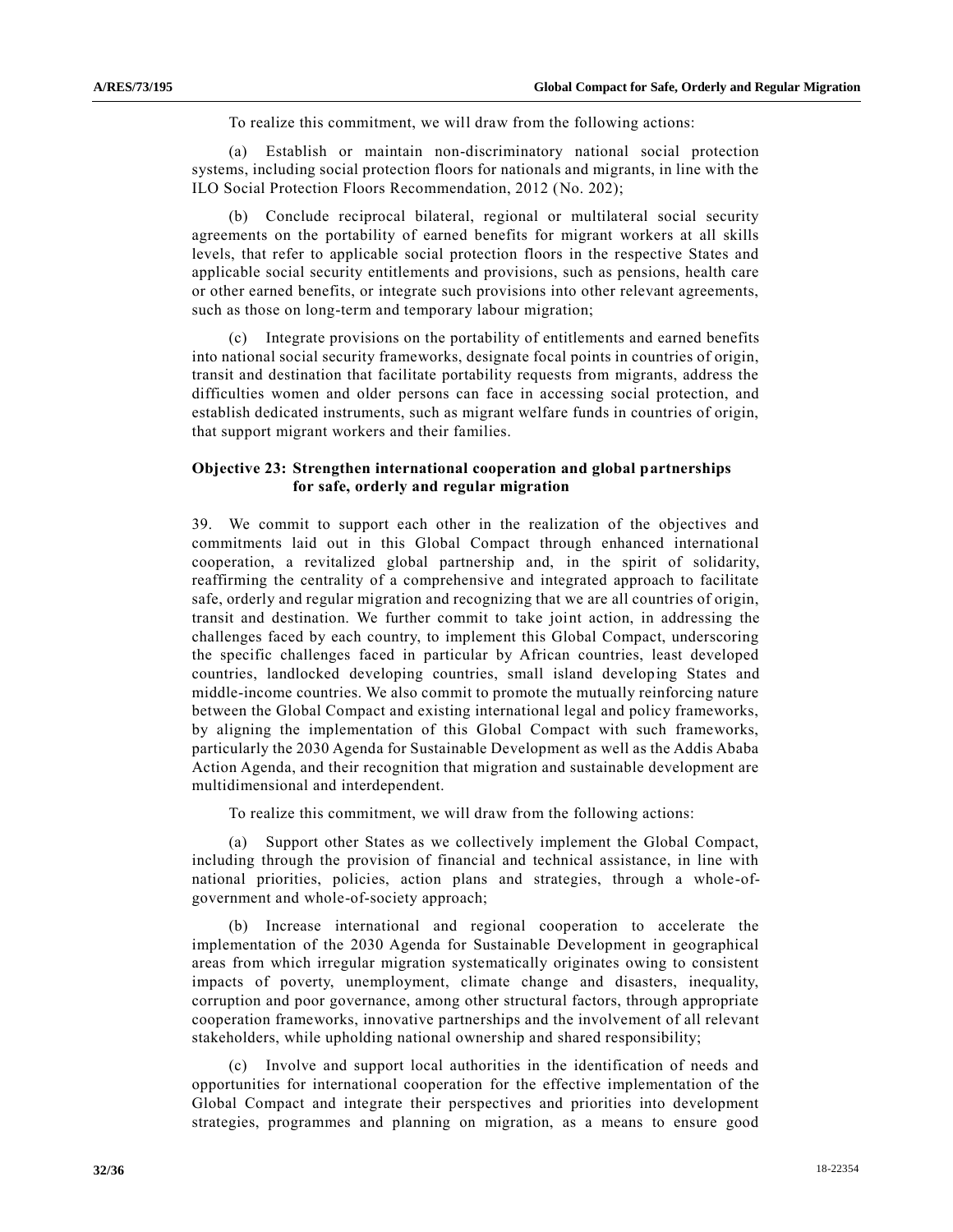To realize this commitment, we will draw from the following actions:

(a) Establish or maintain non-discriminatory national social protection systems, including social protection floors for nationals and migrants, in line with the ILO Social Protection Floors Recommendation, 2012 (No. 202);

(b) Conclude reciprocal bilateral, regional or multilateral social security agreements on the portability of earned benefits for migrant workers at all skills levels, that refer to applicable social protection floors in the respective States and applicable social security entitlements and provisions, such as pensions, health care or other earned benefits, or integrate such provisions into other relevant agreements, such as those on long-term and temporary labour migration;

(c) Integrate provisions on the portability of entitlements and earned benefits into national social security frameworks, designate focal points in countries of origin, transit and destination that facilitate portability requests from migrants, address the difficulties women and older persons can face in accessing social protection, and establish dedicated instruments, such as migrant welfare funds in countries of origin, that support migrant workers and their families.

### Objective 23: Strengthen international cooperation and global partnerships for safe, orderly and regular migration

39. We commit to support each other in the realization of the objectives and commitments laid out in this Global Compact through enhanced international cooperation, a revitalized global partnership and, in the spirit of solidarity, reaffirming the centrality of a comprehensive and integrated approach to facilitate safe, orderly and regular migration and recognizing that we are all countries of origin, transit and destination. We further commit to take joint action, in addressing the challenges faced by each country, to implement this Global Compact, underscoring the specific challenges faced in particular by African countries, least developed countries, landlocked developing countries, small island developing States and middle-income countries. We also commit to promote the mutually reinforcing nature between the Global Compact and existing international legal and policy frameworks, by aligning the implementation of this Global Compact with such frameworks, particularly the 2030 Agenda for Sustainable Development as well as the Addis Ababa Action Agenda, and their recognition that migration and sustainable development are multidimensional and interdependent.

To realize this commitment, we will draw from the following actions:

(a) Support other States as we collectively implement the Global Compact, including through the provision of financial and technical assistance, in line with national priorities, policies, action plans and strategies, through a whole-of-government and whole-of-society approach;

(b) Increase international and regional cooperation to accelerate the implementation of the 2030 Agenda for Sustainable Development in geographical areas from which irregular migration systematically originates owing to consistent impacts of poverty, unemployment, climate change and disasters, inequality, corruption and poor governance, among other structural factors, through appropriate cooperation frameworks, innovative partnerships and the involvement of all relevant stakeholders, while upholding national ownership and shared responsibility;

(c) Involve and support local authorities in the identification of needs and opportunities for international cooperation for the effective implementation of the Global Compact and integrate their perspectives and priorities into development strategies, programmes and planning on migration, as a means to ensure good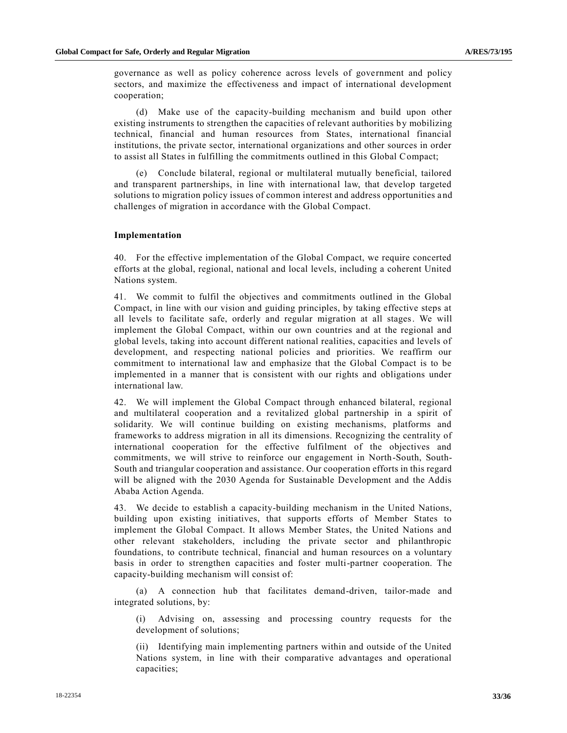governance as well as policy coherence across levels of government and policy sectors, and maximize the effectiveness and impact of international development cooperation;

(d) Make use of the capacity-building mechanism and build upon other existing instruments to strengthen the capacities of relevant authorities by mobilizing technical, financial and human resources from States, international financial institutions, the private sector, international organizations and other sources in order to assist all States in fulfilling the commitments outlined in this Global Compact;

(e) Conclude bilateral, regional or multilateral mutually beneficial, tailored and transparent partnerships, in line with international law, that develop targeted solutions to migration policy issues of common interest and address opportunities and challenges of migration in accordance with the Global Compact.

**Implementation**

40. For the effective implementation of the Global Compact, we require concerted efforts at the global, regional, national and local levels, including a coherent United Nations system.

41. We commit to fulfil the objectives and commitments outlined in the Global Compact, in line with our vision and guiding principles, by taking effective steps at all levels to facilitate safe, orderly and regular migration at all stages. We will implement the Global Compact, within our own countries and at the regional and global levels, taking into account different national realities, capacities and levels of development, and respecting national policies and priorities. We reaffirm our commitment to international law and emphasize that the Global Compact is to be implemented in a manner that is consistent with our rights and obligations under international law.

42. We will implement the Global Compact through enhanced bilateral, regional and multilateral cooperation and a revitalized global partnership in a spirit of solidarity. We will continue building on existing mechanisms, platforms and frameworks to address migration in all its dimensions. Recognizing the centrality of international cooperation for the effective fulfilment of the objectives and commitments, we will strive to reinforce our engagement in North-South, South-South and triangular cooperation and assistance. Our cooperation efforts in this regard will be aligned with the 2030 Agenda for Sustainable Development and the Addis Ababa Action Agenda.

43. We decide to establish a capacity-building mechanism in the United Nations, building upon existing initiatives, that supports efforts of Member States to implement the Global Compact. It allows Member States, the United Nations and other relevant stakeholders, including the private sector and philanthropic foundations, to contribute technical, financial and human resources on a voluntary basis in order to strengthen capacities and foster multi-partner cooperation. The capacity-building mechanism will consist of:

(a) A connection hub that facilitates demand-driven, tailor-made and integrated solutions, by:

(i) Advising on, assessing and processing country requests for the development of solutions;

(ii) Identifying main implementing partners within and outside of the United Nations system, in line with their comparative advantages and operational capacities;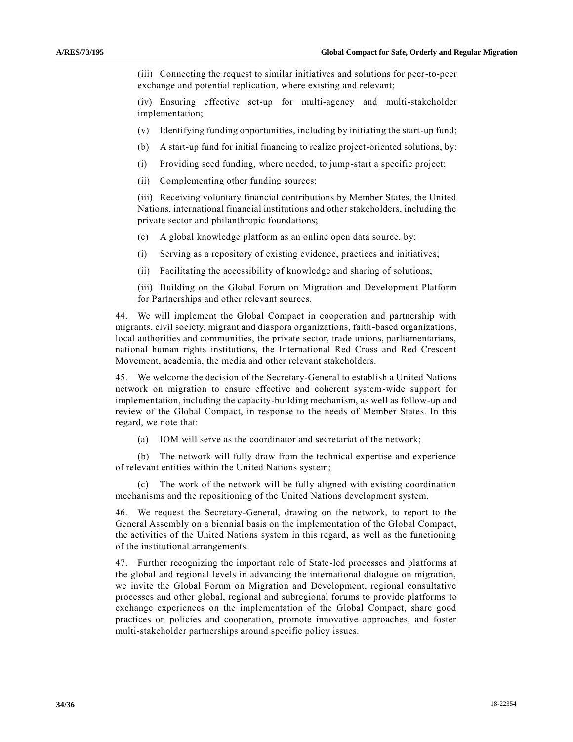(iii) Connecting the request to similar initiatives and solutions for peer-to-peer exchange and potential replication, where existing and relevant;

(iv) Ensuring effective set-up for multi-agency and multi-stakeholder implementation;

(v) Identifying funding opportunities, including by initiating the start-up fund;

(b) A start-up fund for initial financing to realize project-oriented solutions, by:

(i) Providing seed funding, where needed, to jump-start a specific project;

(ii) Complementing other funding sources;

(iii) Receiving voluntary financial contributions by Member States, the United Nations, international financial institutions and other stakeholders, including the private sector and philanthropic foundations;

(c) A global knowledge platform as an online open data source, by:

(i) Serving as a repository of existing evidence, practices and initiatives;

(ii) Facilitating the accessibility of knowledge and sharing of solutions;

(iii) Building on the Global Forum on Migration and Development Platform for Partnerships and other relevant sources.

44. We will implement the Global Compact in cooperation and partnership with migrants, civil society, migrant and diaspora organizations, faith-based organizations, local authorities and communities, the private sector, trade unions, parliamentarians, national human rights institutions, the International Red Cross and Red Crescent Movement, academia, the media and other relevant stakeholders.

45. We welcome the decision of the Secretary-General to establish a United Nations network on migration to ensure effective and coherent system-wide support for implementation, including the capacity-building mechanism, as well as follow-up and review of the Global Compact, in response to the needs of Member States. In this regard, we note that:

(a) IOM will serve as the coordinator and secretariat of the network;

(b) The network will fully draw from the technical expertise and experience of relevant entities within the United Nations system;

(c) The work of the network will be fully aligned with existing coordination mechanisms and the repositioning of the United Nations development system.

46. We request the Secretary-General, drawing on the network, to report to the General Assembly on a biennial basis on the implementation of the Global Compact, the activities of the United Nations system in this regard, as well as the functioning of the institutional arrangements.

47. Further recognizing the important role of State-led processes and platforms at the global and regional levels in advancing the international dialogue on migration, we invite the Global Forum on Migration and Development, regional consultative processes and other global, regional and subregional forums to provide platforms to exchange experiences on the implementation of the Global Compact, share good practices on policies and cooperation, promote innovative approaches, and foster multi-stakeholder partnerships around specific policy issues.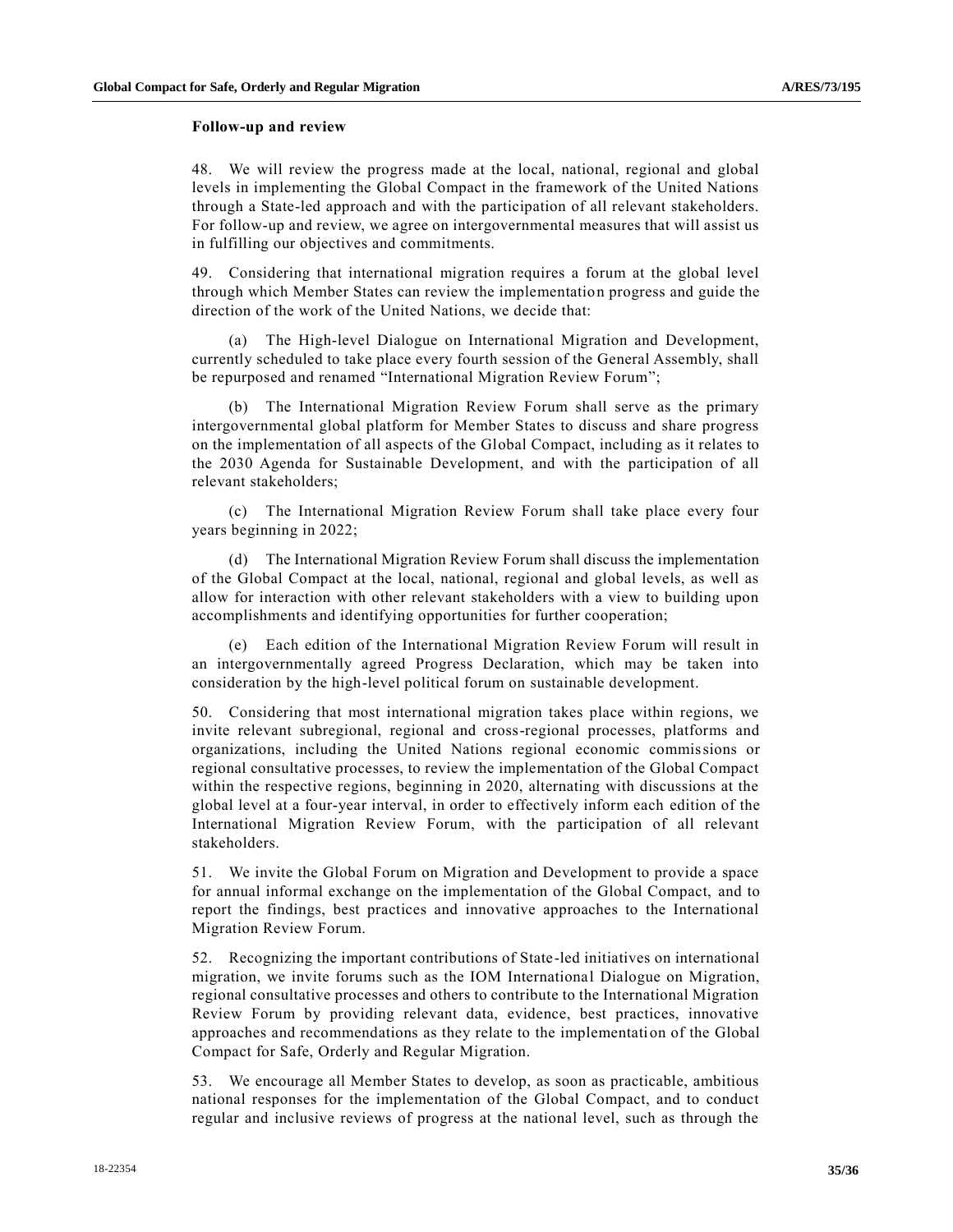### Follow-up and review

48. We will review the progress made at the local, national, regional and global levels in implementing the Global Compact in the framework of the United Nations through a State-led approach and with the participation of all relevant stakeholders. For follow-up and review, we agree on intergovernmental measures that will assist us in fulfilling our objectives and commitments.

49. Considering that international migration requires a forum at the global level through which Member States can review the implementation progress and guide the direction of the work of the United Nations, we decide that:

(a) The High-level Dialogue on International Migration and Development, currently scheduled to take place every fourth session of the General Assembly, shall be repurposed and renamed "International Migration Review Forum";

(b) The International Migration Review Forum shall serve as the primary intergovernmental global platform for Member States to discuss and share progress on the implementation of all aspects of the Global Compact, including as it relates to the 2030 Agenda for Sustainable Development, and with the participation of all relevant stakeholders;

(c) The International Migration Review Forum shall take place every four years beginning in 2022;

(d) The International Migration Review Forum shall discuss the implementation of the Global Compact at the local, national, regional and global levels, as well as allow for interaction with other relevant stakeholders with a view to building upon accomplishments and identifying opportunities for further cooperation;

(e) Each edition of the International Migration Review Forum will result in an intergovernmentally agreed Progress Declaration, which may be taken into consideration by the high-level political forum on sustainable development.

50. Considering that most international migration takes place within regions, we invite relevant subregional, regional and cross-regional processes, platforms and organizations, including the United Nations regional economic commissions or regional consultative processes, to review the implementation of the Global Compact within the respective regions, beginning in 2020, alternating with discussions at the global level at a four-year interval, in order to effectively inform each edition of the International Migration Review Forum, with the participation of all relevant stakeholders.

51. We invite the Global Forum on Migration and Development to provide a space for annual informal exchange on the implementation of the Global Compact, and to report the findings, best practices and innovative approaches to the International Migration Review Forum.

52. Recognizing the important contributions of State-led initiatives on international migration, we invite forums such as the IOM International Dialogue on Migration, regional consultative processes and others to contribute to the International Migration Review Forum by providing relevant data, evidence, best practices, innovative approaches and recommendations as they relate to the implementation of the Global Compact for Safe, Orderly and Regular Migration.

53. We encourage all Member States to develop, as soon as practicable, ambitious national responses for the implementation of the Global Compact, and to conduct regular and inclusive reviews of progress at the national level, such as through the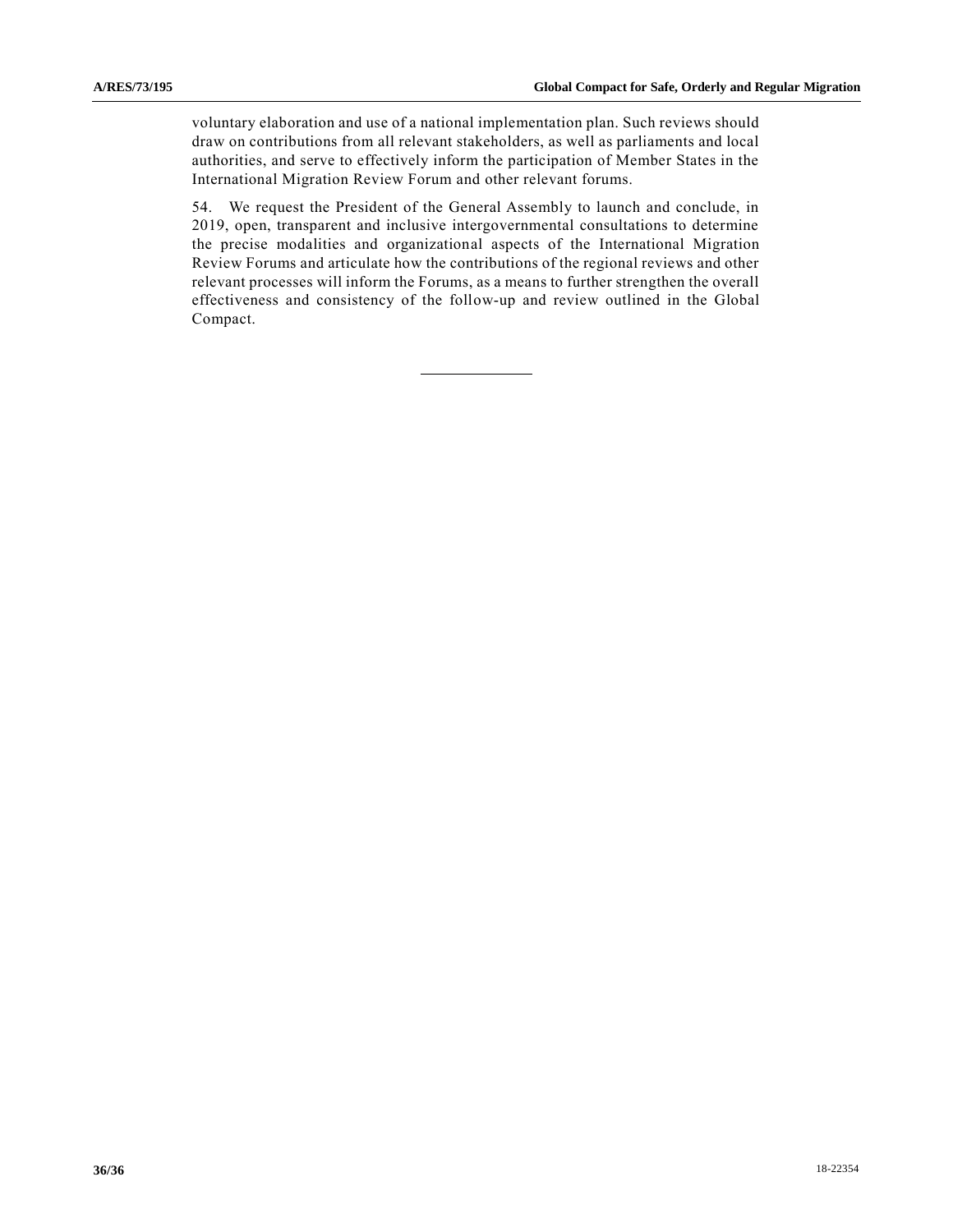voluntary elaboration and use of a national implementation plan. Such reviews should draw on contributions from all relevant stakeholders, as well as parliaments and local authorities, and serve to effectively inform the participation of Member States in the International Migration Review Forum and other relevant forums.

54. We request the President of the General Assembly to launch and conclude, in 2019, open, transparent and inclusive intergovernmental consultations to determine the precise modalities and organizational aspects of the International Migration Review Forums and articulate how the contributions of the regional reviews and other relevant processes will inform the Forums, as a means to further strengthen the overall effectiveness and consistency of the follow-up and review outlined in the Global Compact.